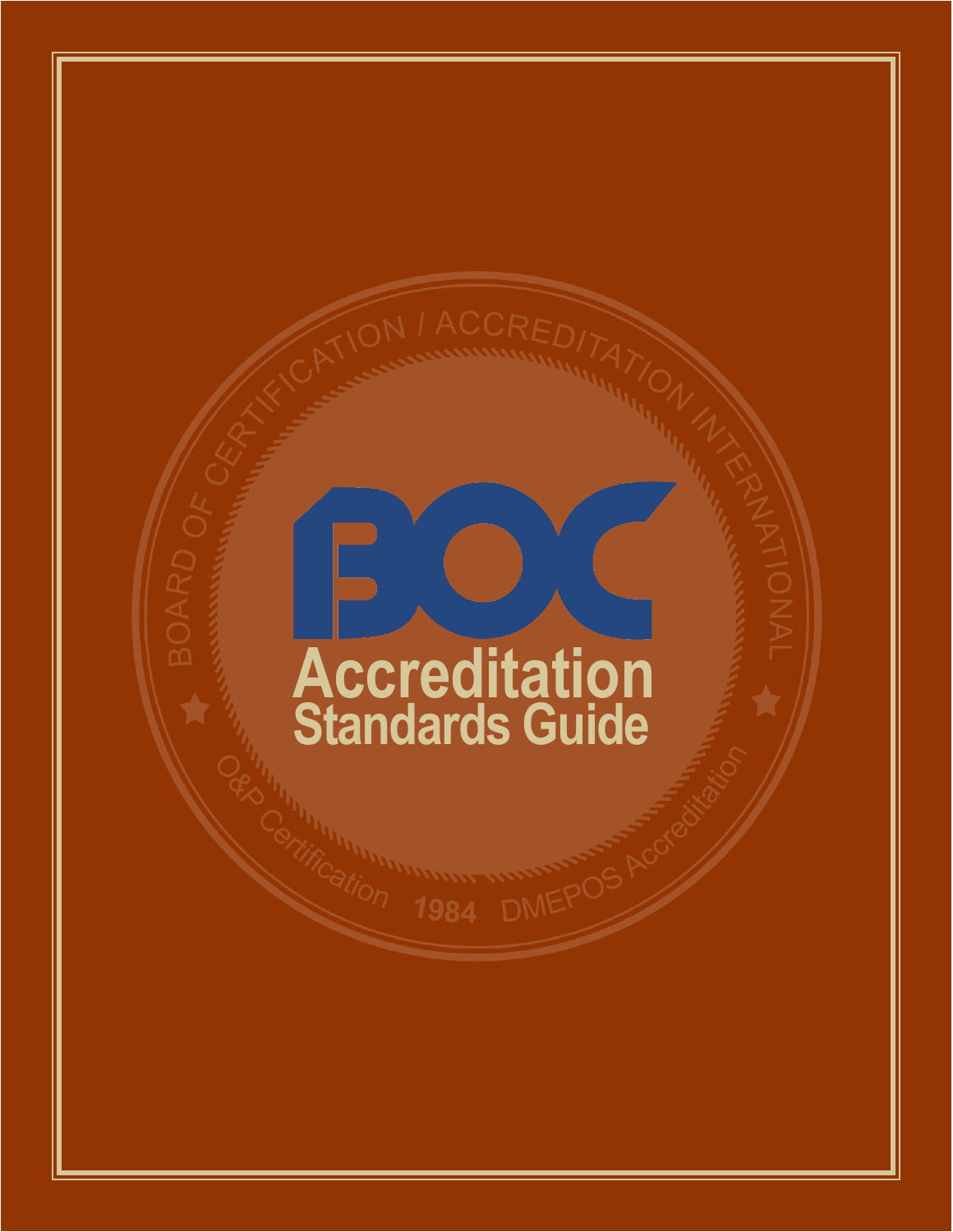BOARD OF CERTIFICATION / ACCREDITATION INTERNATIONAL

# BOC

# Accreditation Standards Guide

O&P Certification 1984 DMEPOS Accreditation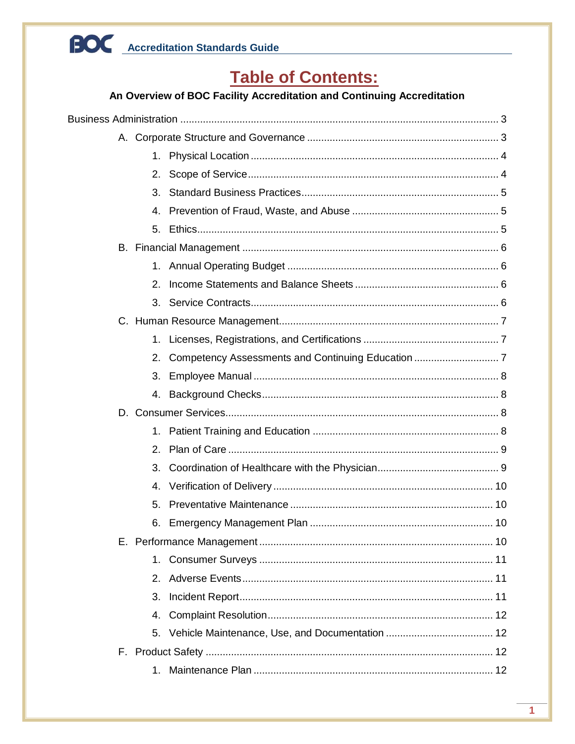# Table of Contents:

**An Overview of BOC Facility Accreditation and Continuing Accreditation**

Business Administration ... 3

- A. Corporate Structure and Governance ... 3
  1. Physical Location ... 4
  2. Scope of Service ... 4
  3. Standard Business Practices ... 5
  4. Prevention of Fraud, Waste, and Abuse ... 5
  5. Ethics ... 5
- B. Financial Management ... 6
  1. Annual Operating Budget ... 6
  2. Income Statements and Balance Sheets ... 6
  3. Service Contracts ... 6
- C. Human Resource Management ... 7
  1. Licenses, Registrations, and Certifications ... 7
  2. Competency Assessments and Continuing Education ... 7
  3. Employee Manual ... 8
  4. Background Checks ... 8
- D. Consumer Services ... 8
  1. Patient Training and Education ... 8
  2. Plan of Care ... 9
  3. Coordination of Healthcare with the Physician ... 9
  4. Verification of Delivery ... 10
  5. Preventative Maintenance ... 10
  6. Emergency Management Plan ... 10
- E. Performance Management ... 10
  1. Consumer Surveys ... 11
  2. Adverse Events ... 11
  3. Incident Report ... 11
  4. Complaint Resolution ... 12
  5. Vehicle Maintenance, Use, and Documentation ... 12
- F. Product Safety ... 12
  1. Maintenance Plan ... 12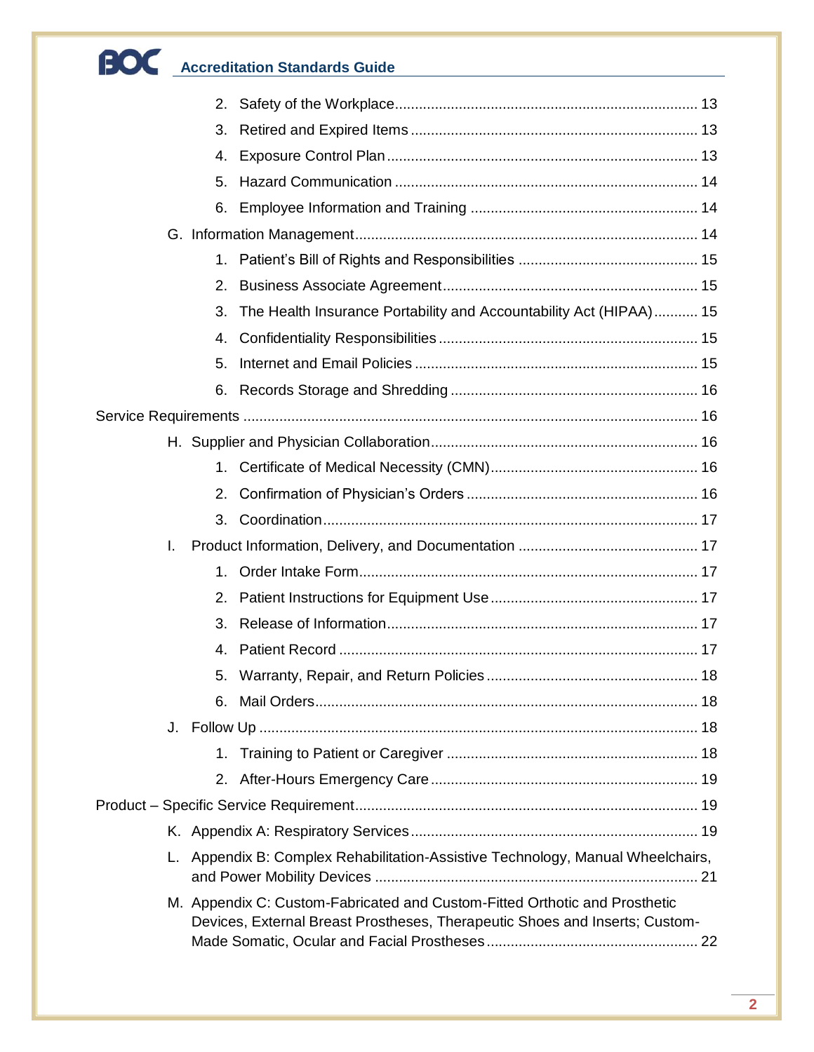2. Safety of the Workplace ........ 13
3. Retired and Expired Items ........ 13
4. Exposure Control Plan ........ 13
5. Hazard Communication ........ 14
6. Employee Information and Training ........ 14

G. Information Management ........ 14

1. Patient's Bill of Rights and Responsibilities ........ 15
2. Business Associate Agreement ........ 15
3. The Health Insurance Portability and Accountability Act (HIPAA) ........ 15
4. Confidentiality Responsibilities ........ 15
5. Internet and Email Policies ........ 15
6. Records Storage and Shredding ........ 16

Service Requirements ........ 16

H. Supplier and Physician Collaboration ........ 16

1. Certificate of Medical Necessity (CMN) ........ 16
2. Confirmation of Physician's Orders ........ 16
3. Coordination ........ 17

I. Product Information, Delivery, and Documentation ........ 17

1. Order Intake Form ........ 17
2. Patient Instructions for Equipment Use ........ 17
3. Release of Information ........ 17
4. Patient Record ........ 17
5. Warranty, Repair, and Return Policies ........ 18
6. Mail Orders ........ 18

J. Follow Up ........ 18

1. Training to Patient or Caregiver ........ 18
2. After-Hours Emergency Care ........ 19

Product – Specific Service Requirement ........ 19

K. Appendix A: Respiratory Services ........ 19

L. Appendix B: Complex Rehabilitation-Assistive Technology, Manual Wheelchairs, and Power Mobility Devices ........ 21

M. Appendix C: Custom-Fabricated and Custom-Fitted Orthotic and Prosthetic Devices, External Breast Prostheses, Therapeutic Shoes and Inserts; Custom-Made Somatic, Ocular and Facial Prostheses ........ 22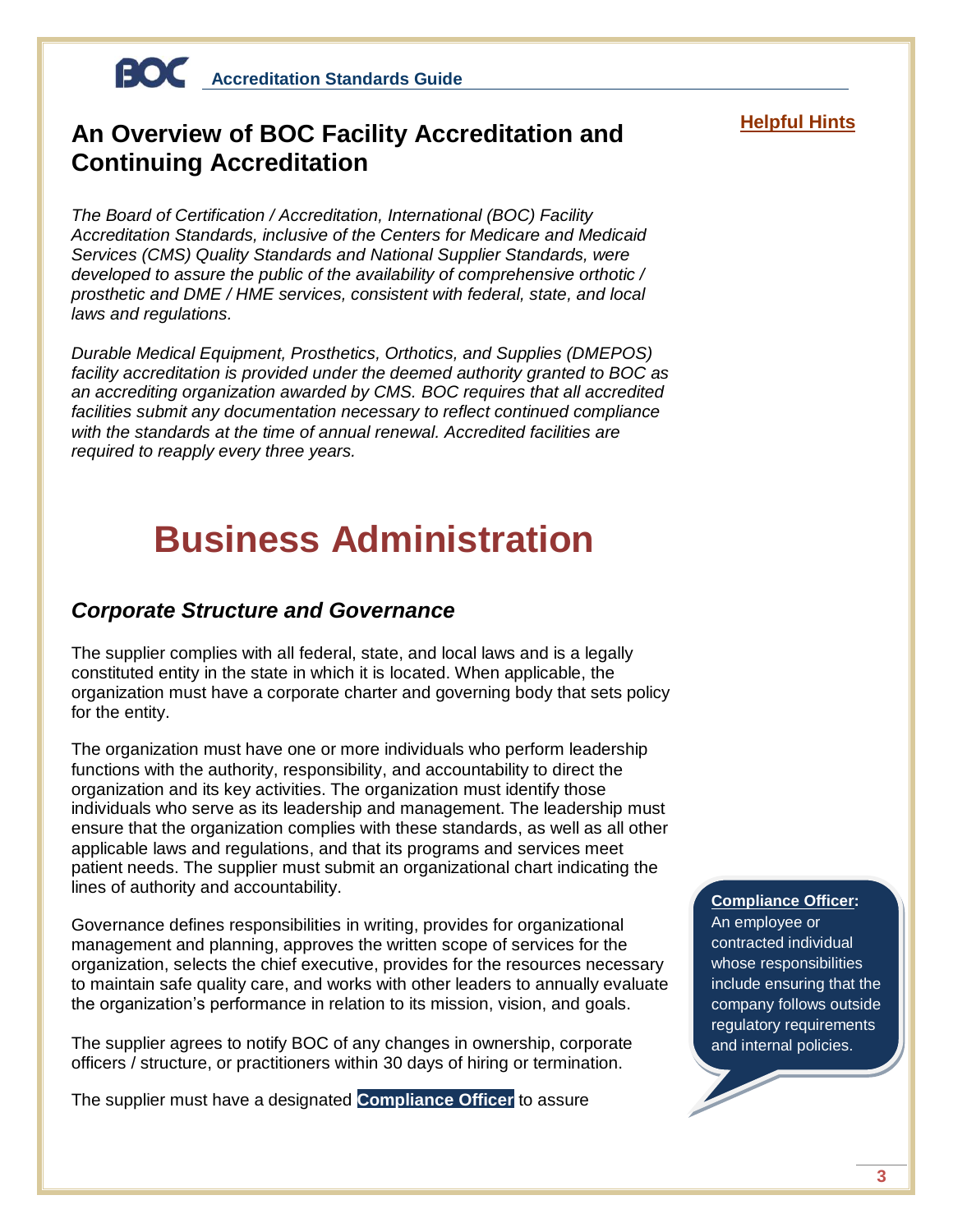**Helpful Hints**

## An Overview of BOC Facility Accreditation and Continuing Accreditation

*The Board of Certification / Accreditation, International (BOC) Facility Accreditation Standards, inclusive of the Centers for Medicare and Medicaid Services (CMS) Quality Standards and National Supplier Standards, were developed to assure the public of the availability of comprehensive orthotic / prosthetic and DME / HME services, consistent with federal, state, and local laws and regulations.*

*Durable Medical Equipment, Prosthetics, Orthotics, and Supplies (DMEPOS) facility accreditation is provided under the deemed authority granted to BOC as an accrediting organization awarded by CMS. BOC requires that all accredited facilities submit any documentation necessary to reflect continued compliance with the standards at the time of annual renewal. Accredited facilities are required to reapply every three years.*

# Business Administration

### *Corporate Structure and Governance*

The supplier complies with all federal, state, and local laws and is a legally constituted entity in the state in which it is located. When applicable, the organization must have a corporate charter and governing body that sets policy for the entity.

The organization must have one or more individuals who perform leadership functions with the authority, responsibility, and accountability to direct the organization and its key activities. The organization must identify those individuals who serve as its leadership and management. The leadership must ensure that the organization complies with these standards, as well as all other applicable laws and regulations, and that its programs and services meet patient needs. The supplier must submit an organizational chart indicating the lines of authority and accountability.

Governance defines responsibilities in writing, provides for organizational management and planning, approves the written scope of services for the organization, selects the chief executive, provides for the resources necessary to maintain safe quality care, and works with other leaders to annually evaluate the organization's performance in relation to its mission, vision, and goals.

The supplier agrees to notify BOC of any changes in ownership, corporate officers / structure, or practitioners within 30 days of hiring or termination.

The supplier must have a designated **Compliance Officer** to assure

**Compliance Officer:** An employee or contracted individual whose responsibilities include ensuring that the company follows outside regulatory requirements and internal policies.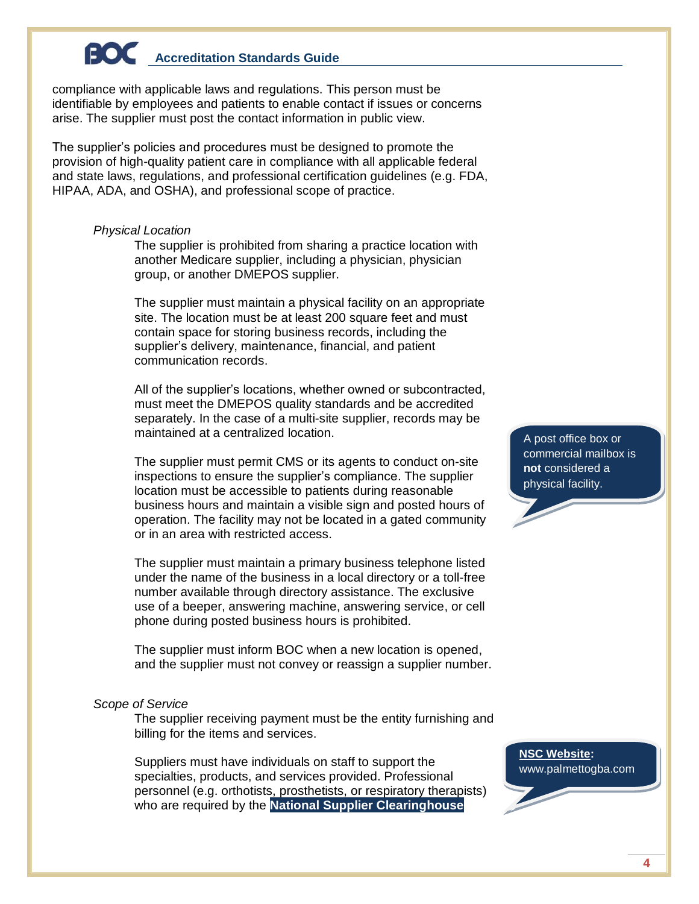compliance with applicable laws and regulations. This person must be identifiable by employees and patients to enable contact if issues or concerns arise. The supplier must post the contact information in public view.

The supplier's policies and procedures must be designed to promote the provision of high-quality patient care in compliance with all applicable federal and state laws, regulations, and professional certification guidelines (e.g. FDA, HIPAA, ADA, and OSHA), and professional scope of practice.

*Physical Location*

The supplier is prohibited from sharing a practice location with another Medicare supplier, including a physician, physician group, or another DMEPOS supplier.

The supplier must maintain a physical facility on an appropriate site. The location must be at least 200 square feet and must contain space for storing business records, including the supplier's delivery, maintenance, financial, and patient communication records.

All of the supplier's locations, whether owned or subcontracted, must meet the DMEPOS quality standards and be accredited separately. In the case of a multi-site supplier, records may be maintained at a centralized location.

> A post office box or commercial mailbox is **not** considered a physical facility.

The supplier must permit CMS or its agents to conduct on-site inspections to ensure the supplier's compliance. The supplier location must be accessible to patients during reasonable business hours and maintain a visible sign and posted hours of operation. The facility may not be located in a gated community or in an area with restricted access.

The supplier must maintain a primary business telephone listed under the name of the business in a local directory or a toll-free number available through directory assistance. The exclusive use of a beeper, answering machine, answering service, or cell phone during posted business hours is prohibited.

The supplier must inform BOC when a new location is opened, and the supplier must not convey or reassign a supplier number.

*Scope of Service*

The supplier receiving payment must be the entity furnishing and billing for the items and services.

Suppliers must have individuals on staff to support the specialties, products, and services provided. Professional personnel (e.g. orthotists, prosthetists, or respiratory therapists) who are required by the **National Supplier Clearinghouse**

> **NSC Website:** www.palmettogba.com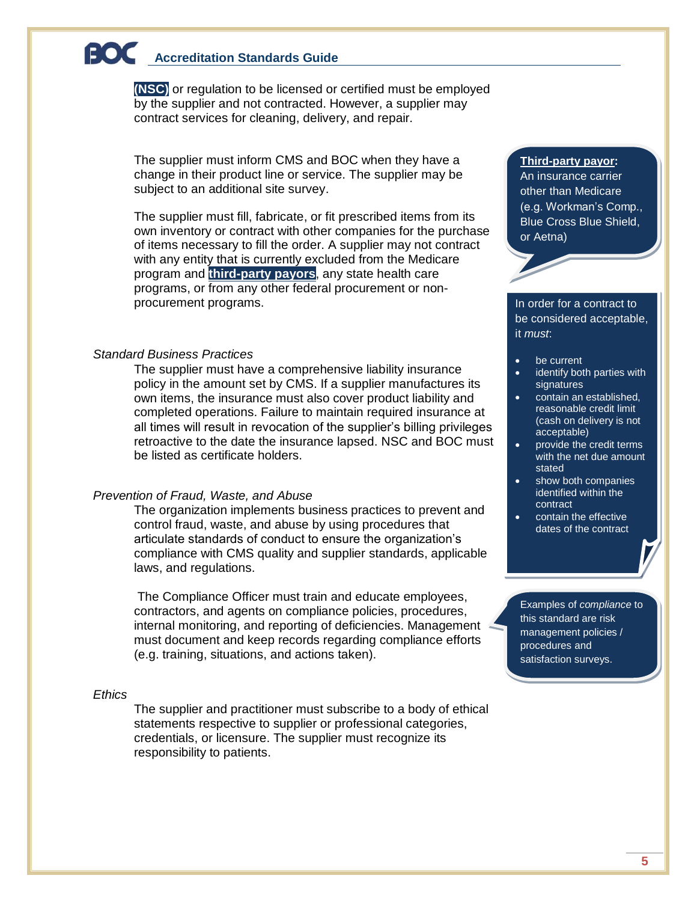**(NSC)** or regulation to be licensed or certified must be employed by the supplier and not contracted. However, a supplier may contract services for cleaning, delivery, and repair.

The supplier must inform CMS and BOC when they have a change in their product line or service. The supplier may be subject to an additional site survey.

The supplier must fill, fabricate, or fit prescribed items from its own inventory or contract with other companies for the purchase of items necessary to fill the order. A supplier may not contract with any entity that is currently excluded from the Medicare program and **third-party payors**, any state health care programs, or from any other federal procurement or non-procurement programs.

> **Third-party payor:** An insurance carrier other than Medicare (e.g. Workman's Comp., Blue Cross Blue Shield, or Aetna)

> In order for a contract to be considered acceptable, it *must*:
>
> - be current
> - identify both parties with signatures
> - contain an established, reasonable credit limit (cash on delivery is not acceptable)
> - provide the credit terms with the net due amount stated
> - show both companies identified within the contract
> - contain the effective dates of the contract

*Standard Business Practices*

The supplier must have a comprehensive liability insurance policy in the amount set by CMS. If a supplier manufactures its own items, the insurance must also cover product liability and completed operations. Failure to maintain required insurance at all times will result in revocation of the supplier's billing privileges retroactive to the date the insurance lapsed. NSC and BOC must be listed as certificate holders.

*Prevention of Fraud, Waste, and Abuse*

The organization implements business practices to prevent and control fraud, waste, and abuse by using procedures that articulate standards of conduct to ensure the organization's compliance with CMS quality and supplier standards, applicable laws, and regulations.

The Compliance Officer must train and educate employees, contractors, and agents on compliance policies, procedures, internal monitoring, and reporting of deficiencies. Management must document and keep records regarding compliance efforts (e.g. training, situations, and actions taken).

> Examples of *compliance* to this standard are risk management policies / procedures and satisfaction surveys.

*Ethics*

The supplier and practitioner must subscribe to a body of ethical statements respective to supplier or professional categories, credentials, or licensure. The supplier must recognize its responsibility to patients.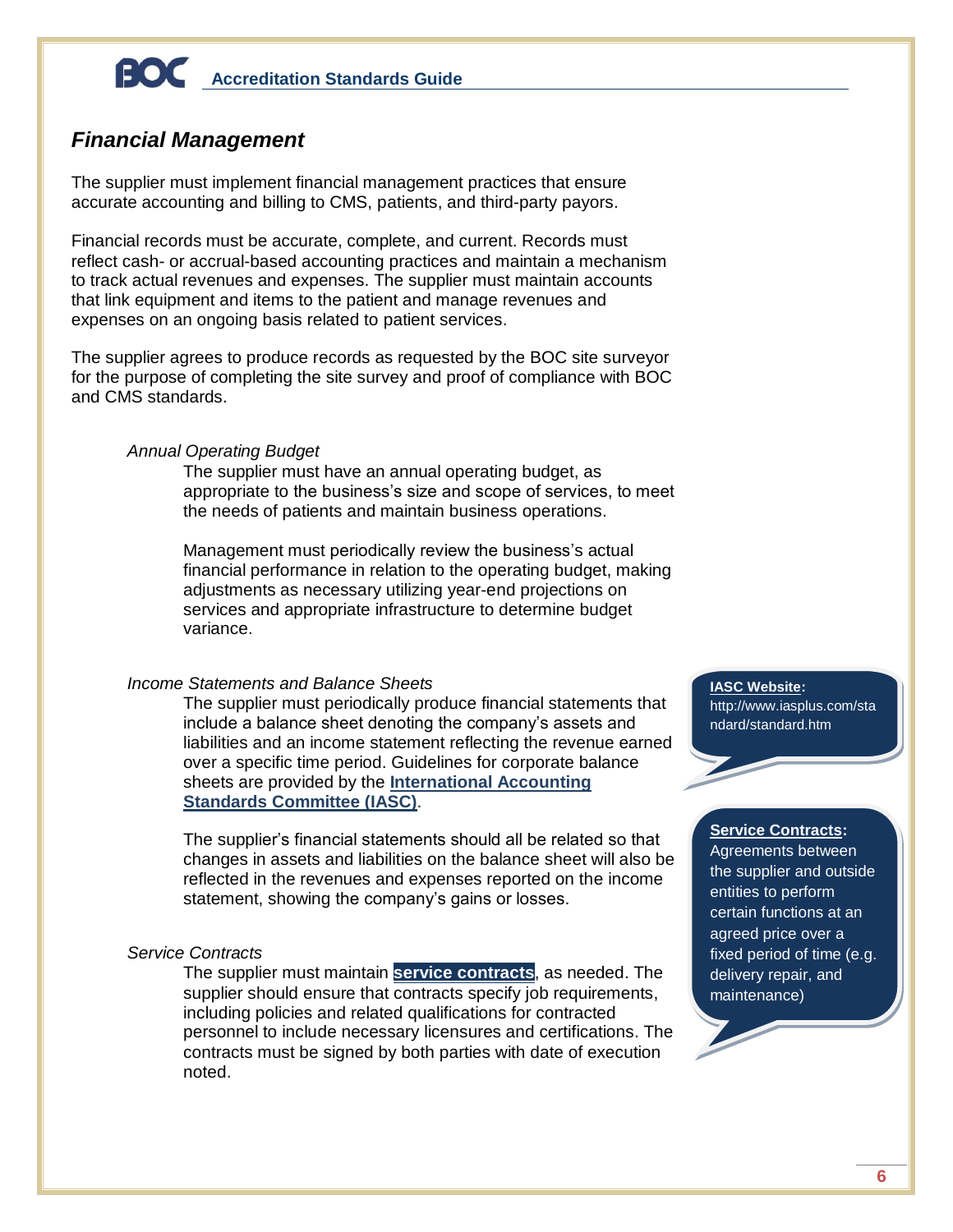## *Financial Management*

The supplier must implement financial management practices that ensure accurate accounting and billing to CMS, patients, and third-party payors.

Financial records must be accurate, complete, and current. Records must reflect cash- or accrual-based accounting practices and maintain a mechanism to track actual revenues and expenses. The supplier must maintain accounts that link equipment and items to the patient and manage revenues and expenses on an ongoing basis related to patient services.

The supplier agrees to produce records as requested by the BOC site surveyor for the purpose of completing the site survey and proof of compliance with BOC and CMS standards.

*Annual Operating Budget*

The supplier must have an annual operating budget, as appropriate to the business's size and scope of services, to meet the needs of patients and maintain business operations.

Management must periodically review the business's actual financial performance in relation to the operating budget, making adjustments as necessary utilizing year-end projections on services and appropriate infrastructure to determine budget variance.

*Income Statements and Balance Sheets*

The supplier must periodically produce financial statements that include a balance sheet denoting the company's assets and liabilities and an income statement reflecting the revenue earned over a specific time period. Guidelines for corporate balance sheets are provided by the **International Accounting Standards Committee (IASC)**.

The supplier's financial statements should all be related so that changes in assets and liabilities on the balance sheet will also be reflected in the revenues and expenses reported on the income statement, showing the company's gains or losses.

> **IASC Website:** http://www.iasplus.com/standard/standard.htm

*Service Contracts*

The supplier must maintain **service contracts**, as needed. The supplier should ensure that contracts specify job requirements, including policies and related qualifications for contracted personnel to include necessary licensures and certifications. The contracts must be signed by both parties with date of execution noted.

> **Service Contracts:** Agreements between the supplier and outside entities to perform certain functions at an agreed price over a fixed period of time (e.g. delivery repair, and maintenance)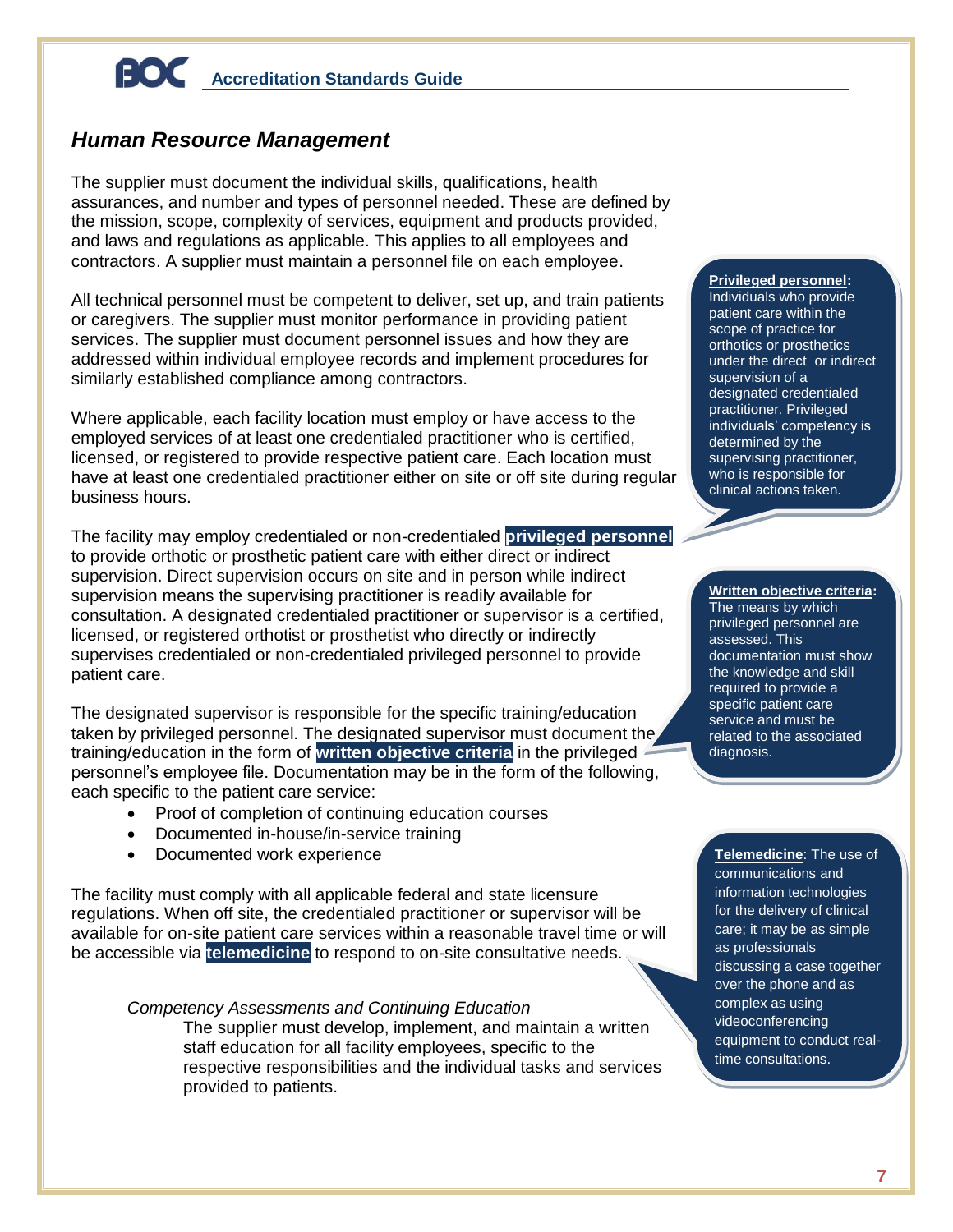## *Human Resource Management*

The supplier must document the individual skills, qualifications, health assurances, and number and types of personnel needed. These are defined by the mission, scope, complexity of services, equipment and products provided, and laws and regulations as applicable. This applies to all employees and contractors. A supplier must maintain a personnel file on each employee.

All technical personnel must be competent to deliver, set up, and train patients or caregivers. The supplier must monitor performance in providing patient services. The supplier must document personnel issues and how they are addressed within individual employee records and implement procedures for similarly established compliance among contractors.

Where applicable, each facility location must employ or have access to the employed services of at least one credentialed practitioner who is certified, licensed, or registered to provide respective patient care. Each location must have at least one credentialed practitioner either on site or off site during regular business hours.

The facility may employ credentialed or non-credentialed **privileged personnel** to provide orthotic or prosthetic patient care with either direct or indirect supervision. Direct supervision occurs on site and in person while indirect supervision means the supervising practitioner is readily available for consultation. A designated credentialed practitioner or supervisor is a certified, licensed, or registered orthotist or prosthetist who directly or indirectly supervises credentialed or non-credentialed privileged personnel to provide patient care.

> **Privileged personnel:** Individuals who provide patient care within the scope of practice for orthotics or prosthetics under the direct or indirect supervision of a designated credentialed practitioner. Privileged individuals' competency is determined by the supervising practitioner, who is responsible for clinical actions taken.

The designated supervisor is responsible for the specific training/education taken by privileged personnel. The designated supervisor must document the training/education in the form of **written objective criteria** in the privileged personnel's employee file. Documentation may be in the form of the following, each specific to the patient care service:

- Proof of completion of continuing education courses
- Documented in-house/in-service training
- Documented work experience

> **Written objective criteria:** The means by which privileged personnel are assessed. This documentation must show the knowledge and skill required to provide a specific patient care service and must be related to the associated diagnosis.

The facility must comply with all applicable federal and state licensure regulations. When off site, the credentialed practitioner or supervisor will be available for on-site patient care services within a reasonable travel time or will be accessible via **telemedicine** to respond to on-site consultative needs.

> **Telemedicine**: The use of communications and information technologies for the delivery of clinical care; it may be as simple as professionals discussing a case together over the phone and as complex as using videoconferencing equipment to conduct real-time consultations.

*Competency Assessments and Continuing Education*

The supplier must develop, implement, and maintain a written staff education for all facility employees, specific to the respective responsibilities and the individual tasks and services provided to patients.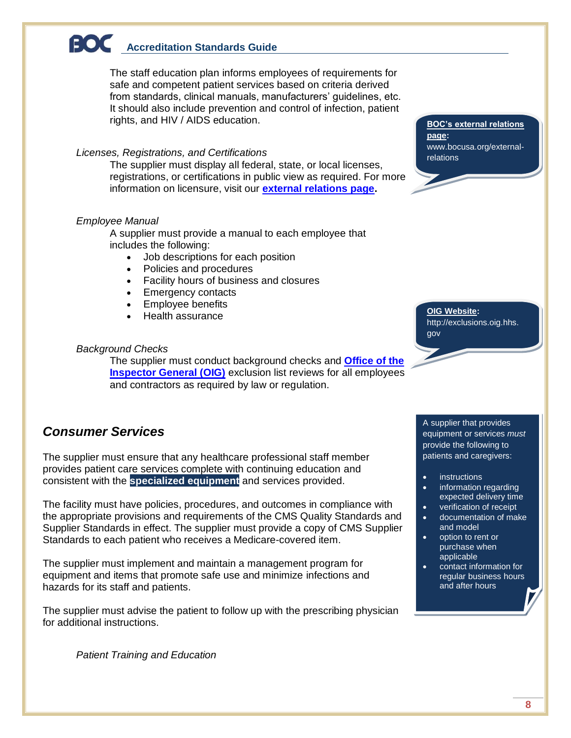The staff education plan informs employees of requirements for safe and competent patient services based on criteria derived from standards, clinical manuals, manufacturers' guidelines, etc. It should also include prevention and control of infection, patient rights, and HIV / AIDS education.

*Licenses, Registrations, and Certifications*

The supplier must display all federal, state, or local licenses, registrations, or certifications in public view as required. For more information on licensure, visit our **external relations page**.

> **BOC's external relations page**: www.bocusa.org/external-relations

*Employee Manual*

A supplier must provide a manual to each employee that includes the following:

- Job descriptions for each position
- Policies and procedures
- Facility hours of business and closures
- Emergency contacts
- Employee benefits
- Health assurance

> **OIG Website**: http://exclusions.oig.hhs.gov

*Background Checks*

The supplier must conduct background checks and **Office of the Inspector General (OIG)** exclusion list reviews for all employees and contractors as required by law or regulation.

## *Consumer Services*

The supplier must ensure that any healthcare professional staff member provides patient care services complete with continuing education and consistent with the **specialized equipment** and services provided.

The facility must have policies, procedures, and outcomes in compliance with the appropriate provisions and requirements of the CMS Quality Standards and Supplier Standards in effect. The supplier must provide a copy of CMS Supplier Standards to each patient who receives a Medicare-covered item.

The supplier must implement and maintain a management program for equipment and items that promote safe use and minimize infections and hazards for its staff and patients.

The supplier must advise the patient to follow up with the prescribing physician for additional instructions.

> A supplier that provides equipment or services *must* provide the following to patients and caregivers:
>
> - instructions
> - information regarding expected delivery time
> - verification of receipt
> - documentation of make and model
> - option to rent or purchase when applicable
> - contact information for regular business hours and after hours

*Patient Training and Education*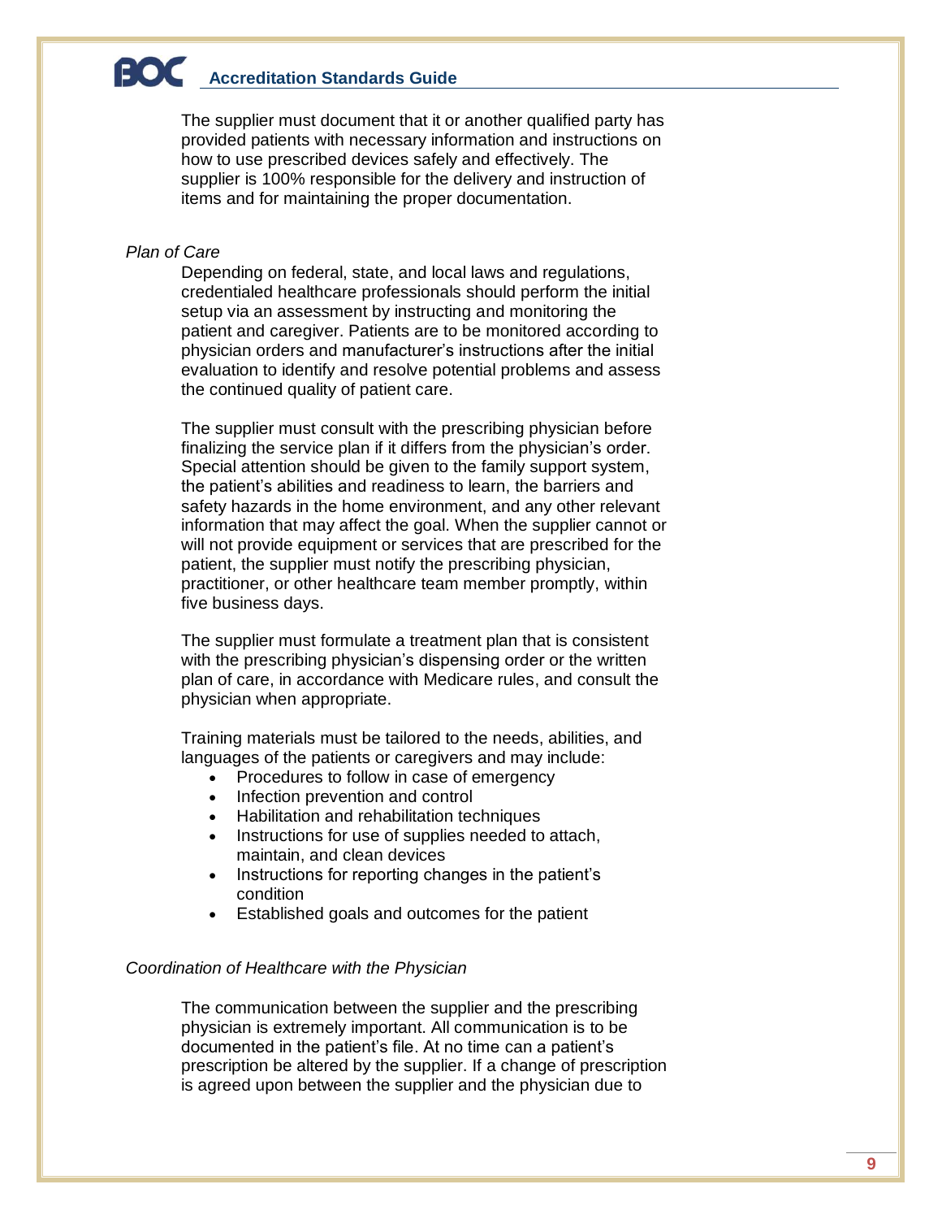The supplier must document that it or another qualified party has provided patients with necessary information and instructions on how to use prescribed devices safely and effectively. The supplier is 100% responsible for the delivery and instruction of items and for maintaining the proper documentation.

*Plan of Care*

Depending on federal, state, and local laws and regulations, credentialed healthcare professionals should perform the initial setup via an assessment by instructing and monitoring the patient and caregiver. Patients are to be monitored according to physician orders and manufacturer's instructions after the initial evaluation to identify and resolve potential problems and assess the continued quality of patient care.

The supplier must consult with the prescribing physician before finalizing the service plan if it differs from the physician's order. Special attention should be given to the family support system, the patient's abilities and readiness to learn, the barriers and safety hazards in the home environment, and any other relevant information that may affect the goal. When the supplier cannot or will not provide equipment or services that are prescribed for the patient, the supplier must notify the prescribing physician, practitioner, or other healthcare team member promptly, within five business days.

The supplier must formulate a treatment plan that is consistent with the prescribing physician's dispensing order or the written plan of care, in accordance with Medicare rules, and consult the physician when appropriate.

Training materials must be tailored to the needs, abilities, and languages of the patients or caregivers and may include:

- Procedures to follow in case of emergency
- Infection prevention and control
- Habilitation and rehabilitation techniques
- Instructions for use of supplies needed to attach, maintain, and clean devices
- Instructions for reporting changes in the patient's condition
- Established goals and outcomes for the patient

*Coordination of Healthcare with the Physician*

The communication between the supplier and the prescribing physician is extremely important. All communication is to be documented in the patient's file. At no time can a patient's prescription be altered by the supplier. If a change of prescription is agreed upon between the supplier and the physician due to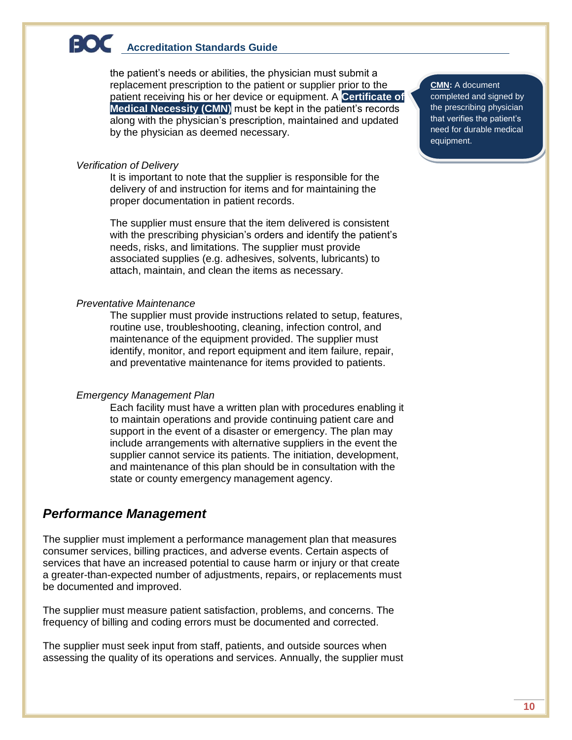the patient's needs or abilities, the physician must submit a replacement prescription to the patient or supplier prior to the patient receiving his or her device or equipment. A **Certificate of Medical Necessity (CMN)** must be kept in the patient's records along with the physician's prescription, maintained and updated by the physician as deemed necessary.

> **CMN:** A document completed and signed by the prescribing physician that verifies the patient's need for durable medical equipment.

*Verification of Delivery*

It is important to note that the supplier is responsible for the delivery of and instruction for items and for maintaining the proper documentation in patient records.

The supplier must ensure that the item delivered is consistent with the prescribing physician's orders and identify the patient's needs, risks, and limitations. The supplier must provide associated supplies (e.g. adhesives, solvents, lubricants) to attach, maintain, and clean the items as necessary.

*Preventative Maintenance*

The supplier must provide instructions related to setup, features, routine use, troubleshooting, cleaning, infection control, and maintenance of the equipment provided. The supplier must identify, monitor, and report equipment and item failure, repair, and preventative maintenance for items provided to patients.

*Emergency Management Plan*

Each facility must have a written plan with procedures enabling it to maintain operations and provide continuing patient care and support in the event of a disaster or emergency. The plan may include arrangements with alternative suppliers in the event the supplier cannot service its patients. The initiation, development, and maintenance of this plan should be in consultation with the state or county emergency management agency.

## *Performance Management*

The supplier must implement a performance management plan that measures consumer services, billing practices, and adverse events. Certain aspects of services that have an increased potential to cause harm or injury or that create a greater-than-expected number of adjustments, repairs, or replacements must be documented and improved.

The supplier must measure patient satisfaction, problems, and concerns. The frequency of billing and coding errors must be documented and corrected.

The supplier must seek input from staff, patients, and outside sources when assessing the quality of its operations and services. Annually, the supplier must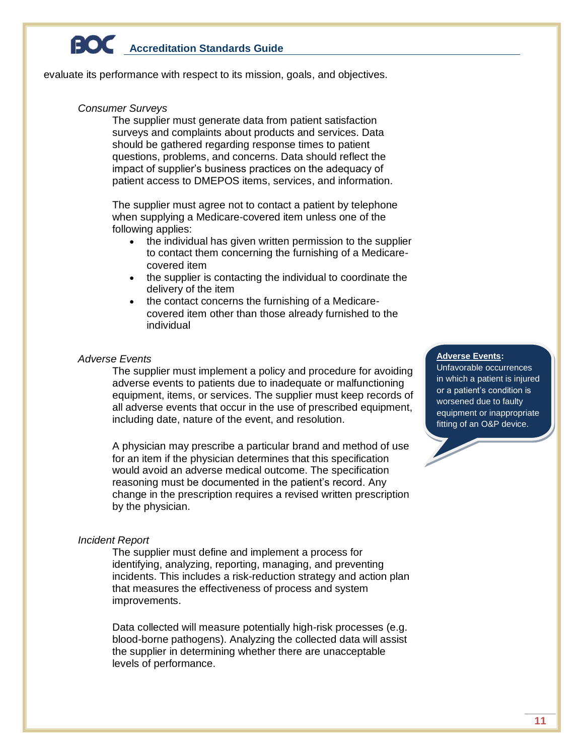evaluate its performance with respect to its mission, goals, and objectives.

*Consumer Surveys*

The supplier must generate data from patient satisfaction surveys and complaints about products and services. Data should be gathered regarding response times to patient questions, problems, and concerns. Data should reflect the impact of supplier's business practices on the adequacy of patient access to DMEPOS items, services, and information.

The supplier must agree not to contact a patient by telephone when supplying a Medicare-covered item unless one of the following applies:

- the individual has given written permission to the supplier to contact them concerning the furnishing of a Medicare-covered item
- the supplier is contacting the individual to coordinate the delivery of the item
- the contact concerns the furnishing of a Medicare-covered item other than those already furnished to the individual

*Adverse Events*

The supplier must implement a policy and procedure for avoiding adverse events to patients due to inadequate or malfunctioning equipment, items, or services. The supplier must keep records of all adverse events that occur in the use of prescribed equipment, including date, nature of the event, and resolution.

A physician may prescribe a particular brand and method of use for an item if the physician determines that this specification would avoid an adverse medical outcome. The specification reasoning must be documented in the patient's record. Any change in the prescription requires a revised written prescription by the physician.

> **Adverse Events:** Unfavorable occurrences in which a patient is injured or a patient's condition is worsened due to faulty equipment or inappropriate fitting of an O&P device.

*Incident Report*

The supplier must define and implement a process for identifying, analyzing, reporting, managing, and preventing incidents. This includes a risk-reduction strategy and action plan that measures the effectiveness of process and system improvements.

Data collected will measure potentially high-risk processes (e.g. blood-borne pathogens). Analyzing the collected data will assist the supplier in determining whether there are unacceptable levels of performance.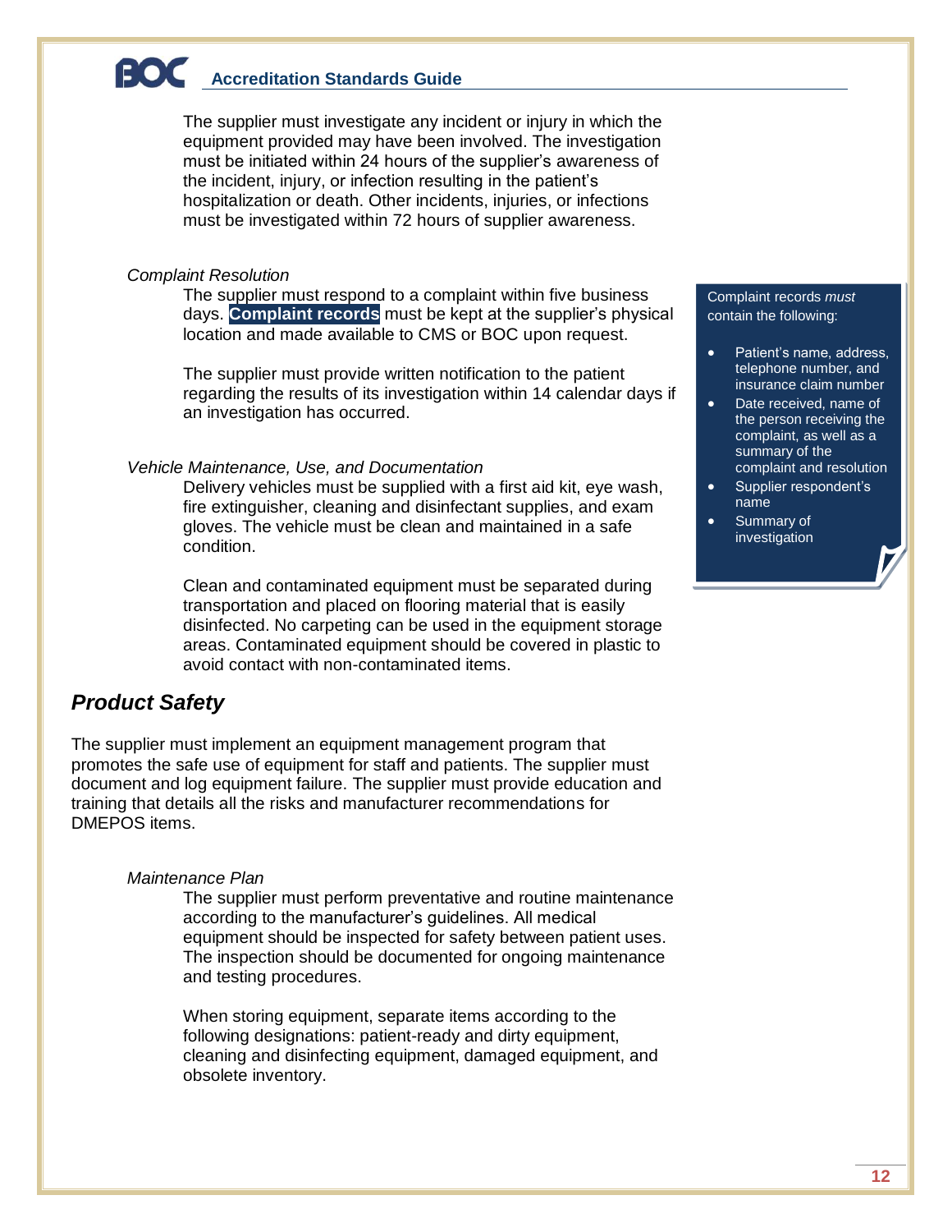The supplier must investigate any incident or injury in which the equipment provided may have been involved. The investigation must be initiated within 24 hours of the supplier's awareness of the incident, injury, or infection resulting in the patient's hospitalization or death. Other incidents, injuries, or infections must be investigated within 72 hours of supplier awareness.

*Complaint Resolution*

The supplier must respond to a complaint within five business days. **Complaint records** must be kept at the supplier's physical location and made available to CMS or BOC upon request.

The supplier must provide written notification to the patient regarding the results of its investigation within 14 calendar days if an investigation has occurred.

> Complaint records *must* contain the following:
>
> - Patient's name, address, telephone number, and insurance claim number
> - Date received, name of the person receiving the complaint, as well as a summary of the complaint and resolution
> - Supplier respondent's name
> - Summary of investigation

*Vehicle Maintenance, Use, and Documentation*

Delivery vehicles must be supplied with a first aid kit, eye wash, fire extinguisher, cleaning and disinfectant supplies, and exam gloves. The vehicle must be clean and maintained in a safe condition.

Clean and contaminated equipment must be separated during transportation and placed on flooring material that is easily disinfected. No carpeting can be used in the equipment storage areas. Contaminated equipment should be covered in plastic to avoid contact with non-contaminated items.

## *Product Safety*

The supplier must implement an equipment management program that promotes the safe use of equipment for staff and patients. The supplier must document and log equipment failure. The supplier must provide education and training that details all the risks and manufacturer recommendations for DMEPOS items.

*Maintenance Plan*

The supplier must perform preventative and routine maintenance according to the manufacturer's guidelines. All medical equipment should be inspected for safety between patient uses. The inspection should be documented for ongoing maintenance and testing procedures.

When storing equipment, separate items according to the following designations: patient-ready and dirty equipment, cleaning and disinfecting equipment, damaged equipment, and obsolete inventory.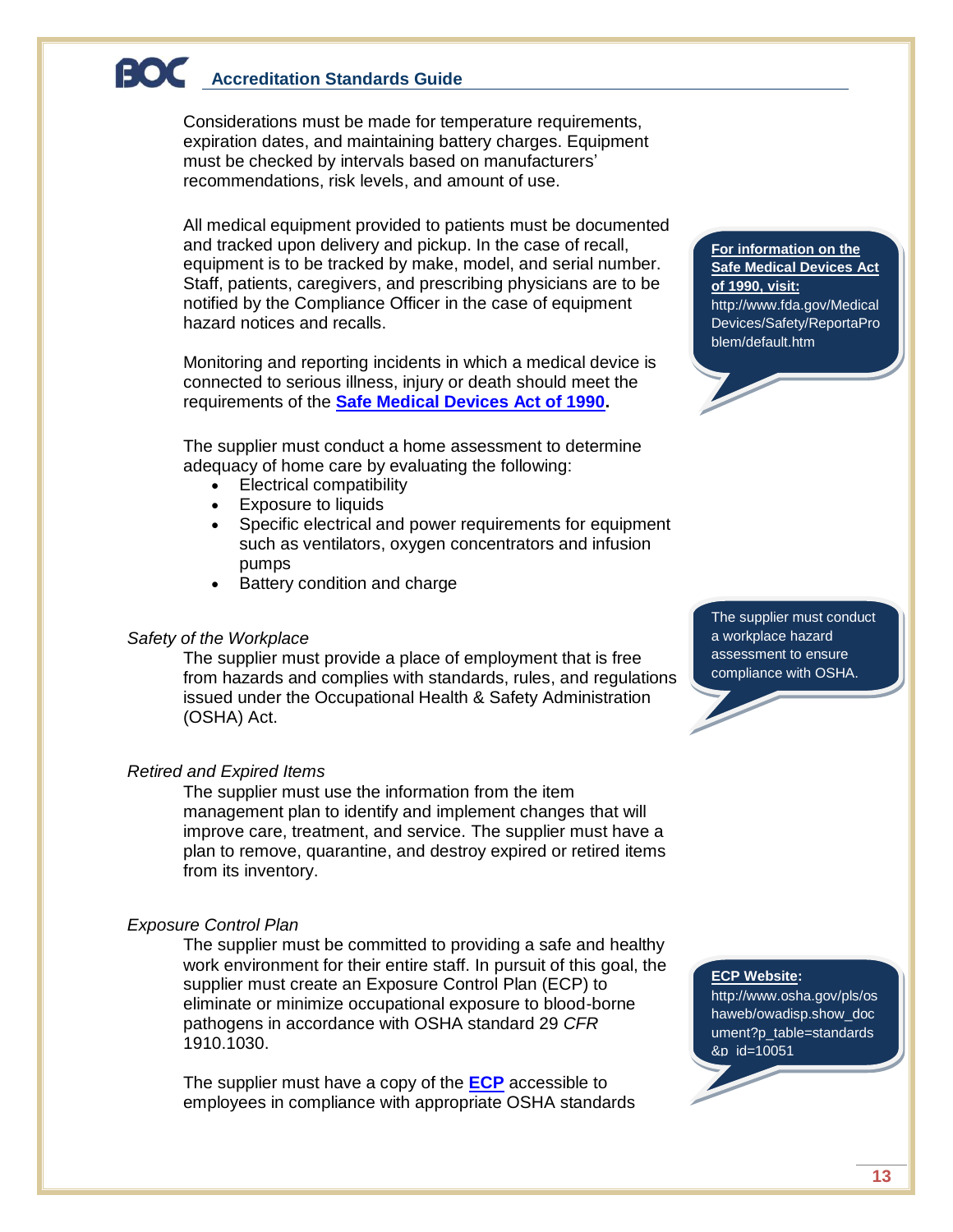Considerations must be made for temperature requirements, expiration dates, and maintaining battery charges. Equipment must be checked by intervals based on manufacturers' recommendations, risk levels, and amount of use.

All medical equipment provided to patients must be documented and tracked upon delivery and pickup. In the case of recall, equipment is to be tracked by make, model, and serial number. Staff, patients, caregivers, and prescribing physicians are to be notified by the Compliance Officer in the case of equipment hazard notices and recalls.

Monitoring and reporting incidents in which a medical device is connected to serious illness, injury or death should meet the requirements of the **Safe Medical Devices Act of 1990**.

> **For information on the Safe Medical Devices Act of 1990, visit:** http://www.fda.gov/MedicalDevices/Safety/ReportaProblem/default.htm

The supplier must conduct a home assessment to determine adequacy of home care by evaluating the following:

- Electrical compatibility
- Exposure to liquids
- Specific electrical and power requirements for equipment such as ventilators, oxygen concentrators and infusion pumps
- Battery condition and charge

*Safety of the Workplace*

The supplier must provide a place of employment that is free from hazards and complies with standards, rules, and regulations issued under the Occupational Health & Safety Administration (OSHA) Act.

> The supplier must conduct a workplace hazard assessment to ensure compliance with OSHA.

*Retired and Expired Items*

The supplier must use the information from the item management plan to identify and implement changes that will improve care, treatment, and service. The supplier must have a plan to remove, quarantine, and destroy expired or retired items from its inventory.

*Exposure Control Plan*

The supplier must be committed to providing a safe and healthy work environment for their entire staff. In pursuit of this goal, the supplier must create an Exposure Control Plan (ECP) to eliminate or minimize occupational exposure to blood-borne pathogens in accordance with OSHA standard 29 *CFR* 1910.1030.

The supplier must have a copy of the **ECP** accessible to employees in compliance with appropriate OSHA standards

> **ECP Website:** http://www.osha.gov/pls/oshaweb/owadisp.show_document?p_table=standards&p_id=10051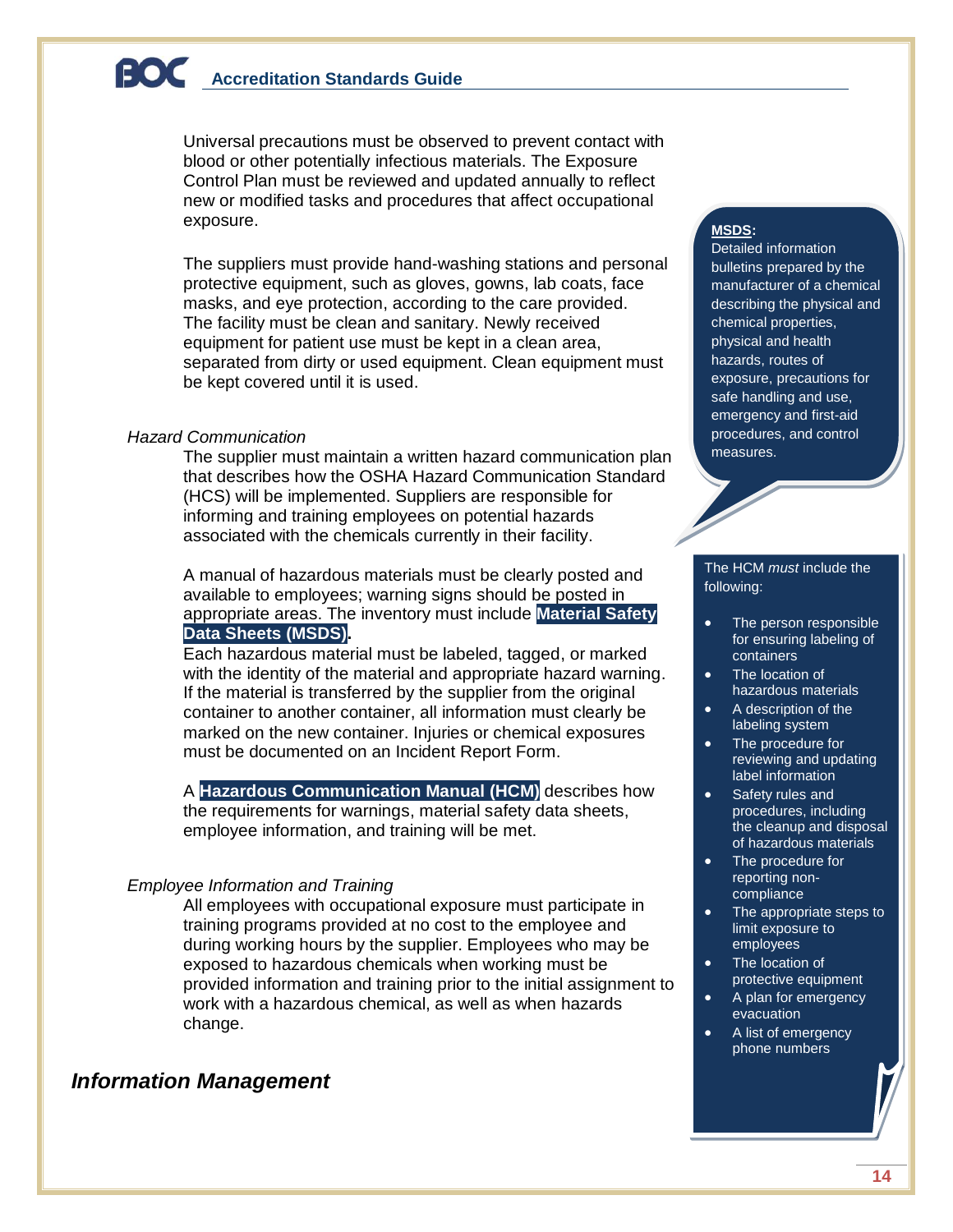Universal precautions must be observed to prevent contact with blood or other potentially infectious materials. The Exposure Control Plan must be reviewed and updated annually to reflect new or modified tasks and procedures that affect occupational exposure.

The suppliers must provide hand-washing stations and personal protective equipment, such as gloves, gowns, lab coats, face masks, and eye protection, according to the care provided. The facility must be clean and sanitary. Newly received equipment for patient use must be kept in a clean area, separated from dirty or used equipment. Clean equipment must be kept covered until it is used.

*Hazard Communication*

The supplier must maintain a written hazard communication plan that describes how the OSHA Hazard Communication Standard (HCS) will be implemented. Suppliers are responsible for informing and training employees on potential hazards associated with the chemicals currently in their facility.

A manual of hazardous materials must be clearly posted and available to employees; warning signs should be posted in appropriate areas. The inventory must include **Material Safety Data Sheets (MSDS)**.
Each hazardous material must be labeled, tagged, or marked with the identity of the material and appropriate hazard warning. If the material is transferred by the supplier from the original container to another container, all information must clearly be marked on the new container. Injuries or chemical exposures must be documented on an Incident Report Form.

A **Hazardous Communication Manual (HCM)** describes how the requirements for warnings, material safety data sheets, employee information, and training will be met.

*Employee Information and Training*

All employees with occupational exposure must participate in training programs provided at no cost to the employee and during working hours by the supplier. Employees who may be exposed to hazardous chemicals when working must be provided information and training prior to the initial assignment to work with a hazardous chemical, as well as when hazards change.

## *Information Management*

**MSDS:**
Detailed information bulletins prepared by the manufacturer of a chemical describing the physical and chemical properties, physical and health hazards, routes of exposure, precautions for safe handling and use, emergency and first-aid procedures, and control measures.

The HCM *must* include the following:

- The person responsible for ensuring labeling of containers
- The location of hazardous materials
- A description of the labeling system
- The procedure for reviewing and updating label information
- Safety rules and procedures, including the cleanup and disposal of hazardous materials
- The procedure for reporting non-compliance
- The appropriate steps to limit exposure to employees
- The location of protective equipment
- A plan for emergency evacuation
- A list of emergency phone numbers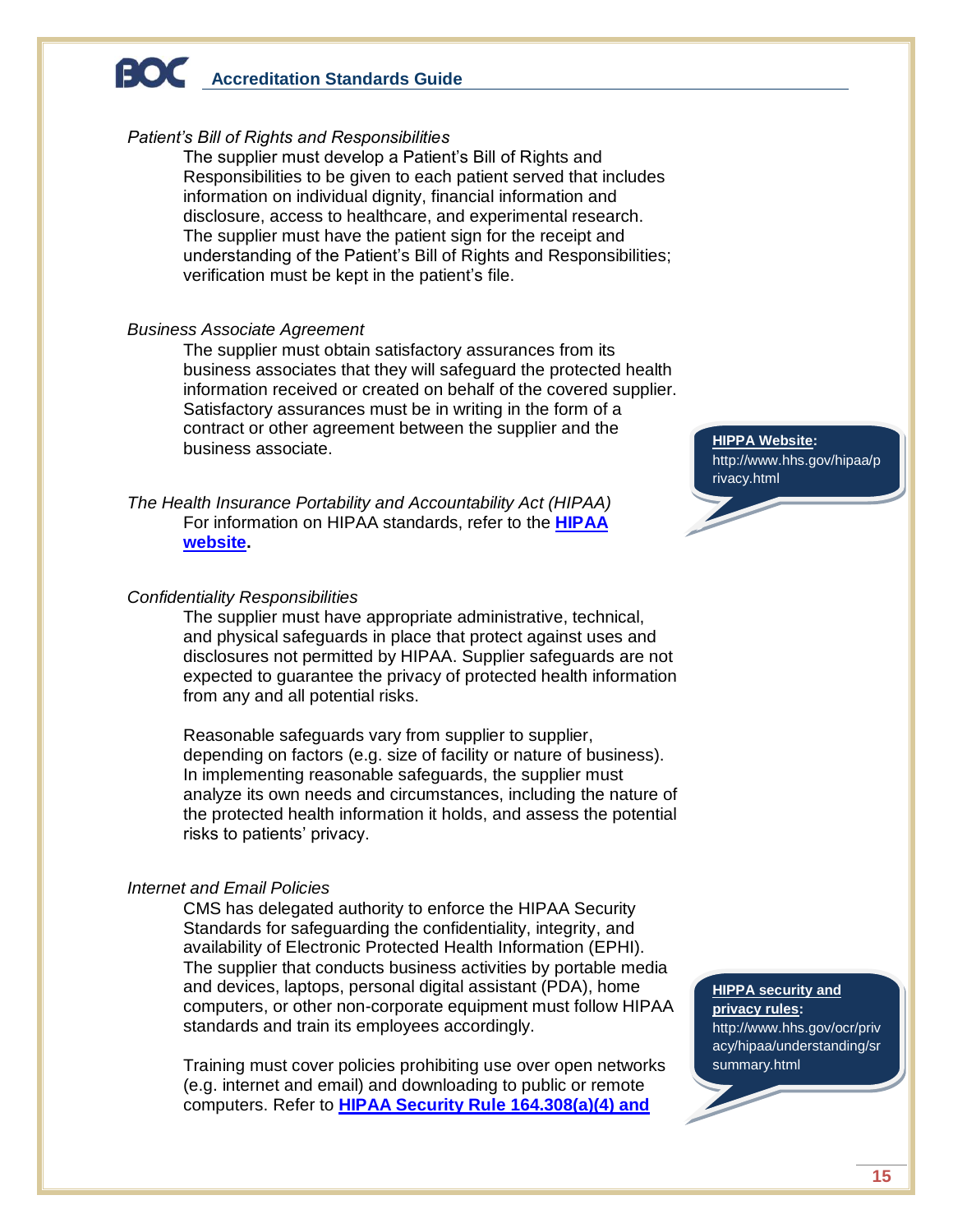*Patient's Bill of Rights and Responsibilities*

The supplier must develop a Patient's Bill of Rights and Responsibilities to be given to each patient served that includes information on individual dignity, financial information and disclosure, access to healthcare, and experimental research. The supplier must have the patient sign for the receipt and understanding of the Patient's Bill of Rights and Responsibilities; verification must be kept in the patient's file.

*Business Associate Agreement*

The supplier must obtain satisfactory assurances from its business associates that they will safeguard the protected health information received or created on behalf of the covered supplier. Satisfactory assurances must be in writing in the form of a contract or other agreement between the supplier and the business associate.

*The Health Insurance Portability and Accountability Act (HIPAA)*

For information on HIPAA standards, refer to the **HIPAA website**.

> **HIPPA Website:**
> http://www.hhs.gov/hipaa/privacy.html

*Confidentiality Responsibilities*

The supplier must have appropriate administrative, technical, and physical safeguards in place that protect against uses and disclosures not permitted by HIPAA. Supplier safeguards are not expected to guarantee the privacy of protected health information from any and all potential risks.

Reasonable safeguards vary from supplier to supplier, depending on factors (e.g. size of facility or nature of business). In implementing reasonable safeguards, the supplier must analyze its own needs and circumstances, including the nature of the protected health information it holds, and assess the potential risks to patients' privacy.

*Internet and Email Policies*

CMS has delegated authority to enforce the HIPAA Security Standards for safeguarding the confidentiality, integrity, and availability of Electronic Protected Health Information (EPHI). The supplier that conducts business activities by portable media and devices, laptops, personal digital assistant (PDA), home computers, or other non-corporate equipment must follow HIPAA standards and train its employees accordingly.

Training must cover policies prohibiting use over open networks (e.g. internet and email) and downloading to public or remote computers. Refer to **HIPAA Security Rule 164.308(a)(4) and**

> **HIPPA security and privacy rules:**
> http://www.hhs.gov/ocr/privacy/hipaa/understanding/srsummary.html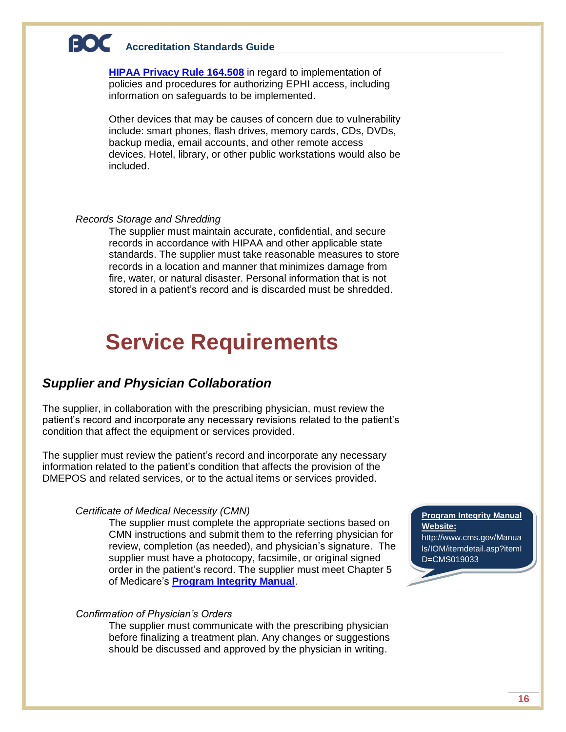**HIPAA Privacy Rule 164.508** in regard to implementation of policies and procedures for authorizing EPHI access, including information on safeguards to be implemented.

Other devices that may be causes of concern due to vulnerability include: smart phones, flash drives, memory cards, CDs, DVDs, backup media, email accounts, and other remote access devices. Hotel, library, or other public workstations would also be included.

*Records Storage and Shredding*

The supplier must maintain accurate, confidential, and secure records in accordance with HIPAA and other applicable state standards. The supplier must take reasonable measures to store records in a location and manner that minimizes damage from fire, water, or natural disaster. Personal information that is not stored in a patient's record and is discarded must be shredded.

# Service Requirements

## *Supplier and Physician Collaboration*

The supplier, in collaboration with the prescribing physician, must review the patient's record and incorporate any necessary revisions related to the patient's condition that affect the equipment or services provided.

The supplier must review the patient's record and incorporate any necessary information related to the patient's condition that affects the provision of the DMEPOS and related services, or to the actual items or services provided.

*Certificate of Medical Necessity (CMN)*

The supplier must complete the appropriate sections based on CMN instructions and submit them to the referring physician for review, completion (as needed), and physician's signature. The supplier must have a photocopy, facsimile, or original signed order in the patient's record. The supplier must meet Chapter 5 of Medicare's **Program Integrity Manual**.

**Program Integrity Manual Website:**
http://www.cms.gov/Manuals/IOM/itemdetail.asp?itemID=CMS019033

*Confirmation of Physician's Orders*

The supplier must communicate with the prescribing physician before finalizing a treatment plan. Any changes or suggestions should be discussed and approved by the physician in writing.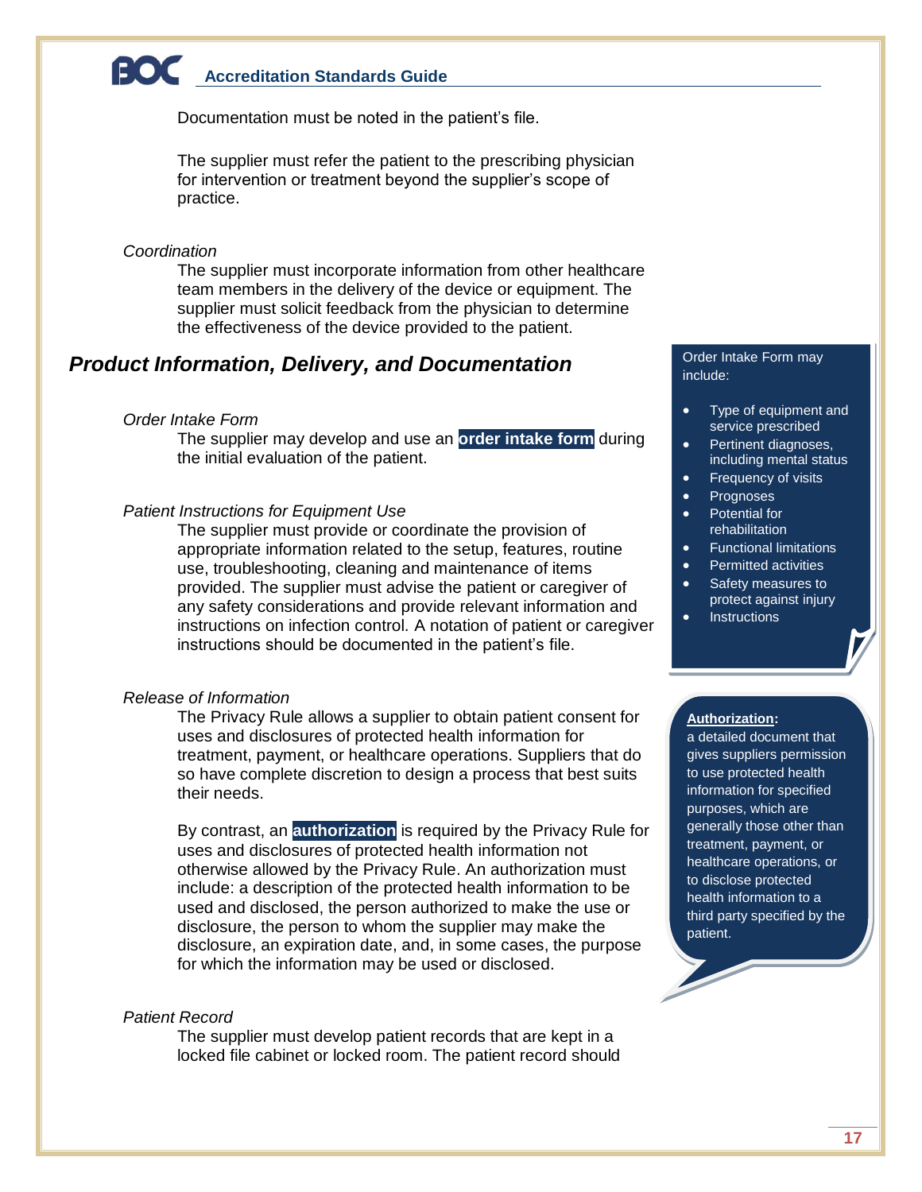Documentation must be noted in the patient's file.

The supplier must refer the patient to the prescribing physician for intervention or treatment beyond the supplier's scope of practice.

*Coordination*

The supplier must incorporate information from other healthcare team members in the delivery of the device or equipment. The supplier must solicit feedback from the physician to determine the effectiveness of the device provided to the patient.

## *Product Information, Delivery, and Documentation*

*Order Intake Form*

The supplier may develop and use an **order intake form** during the initial evaluation of the patient.

> Order Intake Form may include:
>
> - Type of equipment and service prescribed
> - Pertinent diagnoses, including mental status
> - Frequency of visits
> - Prognoses
> - Potential for rehabilitation
> - Functional limitations
> - Permitted activities
> - Safety measures to protect against injury
> - Instructions

*Patient Instructions for Equipment Use*

The supplier must provide or coordinate the provision of appropriate information related to the setup, features, routine use, troubleshooting, cleaning and maintenance of items provided. The supplier must advise the patient or caregiver of any safety considerations and provide relevant information and instructions on infection control. A notation of patient or caregiver instructions should be documented in the patient's file.

*Release of Information*

The Privacy Rule allows a supplier to obtain patient consent for uses and disclosures of protected health information for treatment, payment, or healthcare operations. Suppliers that do so have complete discretion to design a process that best suits their needs.

By contrast, an **authorization** is required by the Privacy Rule for uses and disclosures of protected health information not otherwise allowed by the Privacy Rule. An authorization must include: a description of the protected health information to be used and disclosed, the person authorized to make the use or disclosure, the person to whom the supplier may make the disclosure, an expiration date, and, in some cases, the purpose for which the information may be used or disclosed.

> **Authorization:** a detailed document that gives suppliers permission to use protected health information for specified purposes, which are generally those other than treatment, payment, or healthcare operations, or to disclose protected health information to a third party specified by the patient.

*Patient Record*

The supplier must develop patient records that are kept in a locked file cabinet or locked room. The patient record should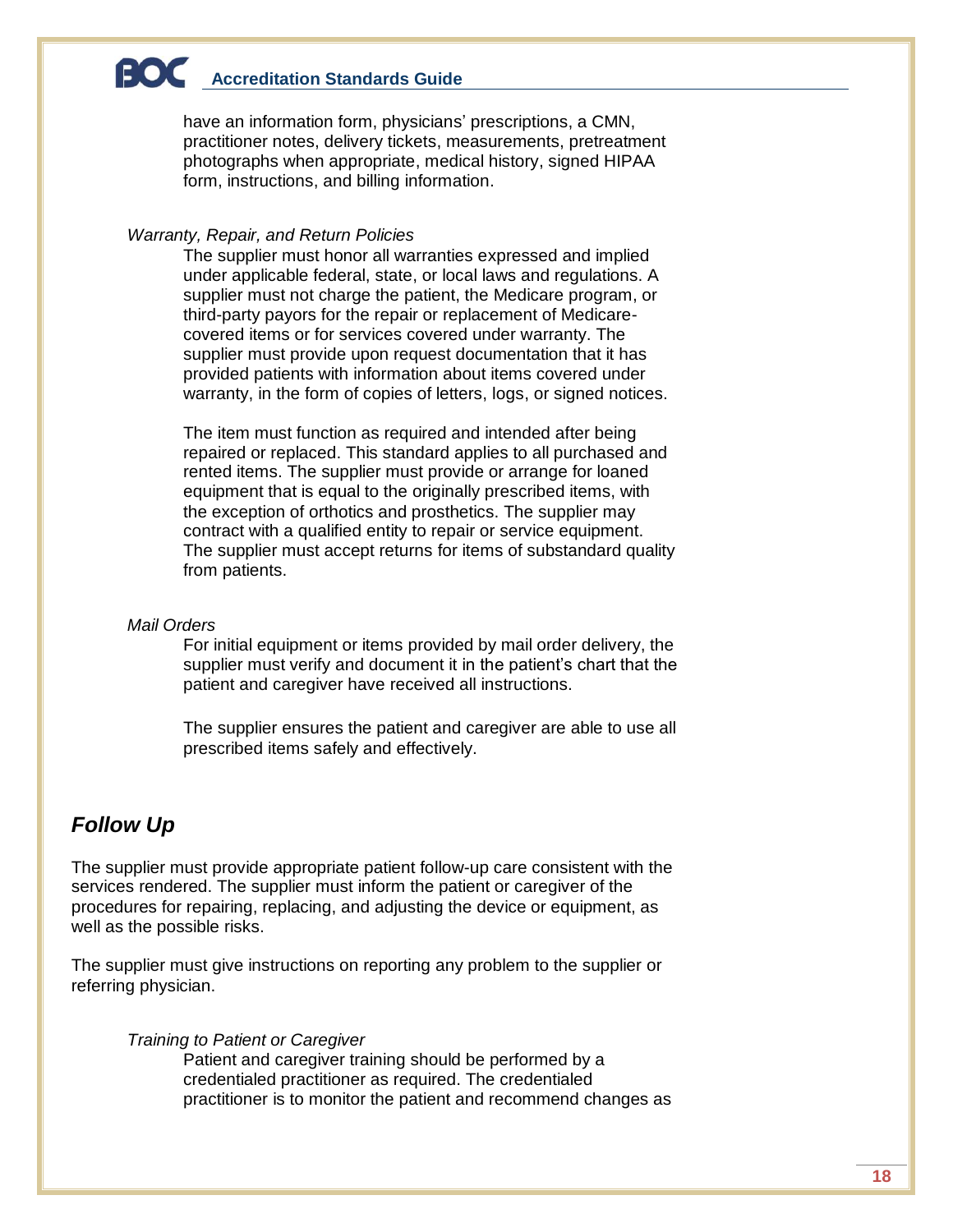have an information form, physicians' prescriptions, a CMN, practitioner notes, delivery tickets, measurements, pretreatment photographs when appropriate, medical history, signed HIPAA form, instructions, and billing information.

*Warranty, Repair, and Return Policies*

The supplier must honor all warranties expressed and implied under applicable federal, state, or local laws and regulations. A supplier must not charge the patient, the Medicare program, or third-party payors for the repair or replacement of Medicare-covered items or for services covered under warranty. The supplier must provide upon request documentation that it has provided patients with information about items covered under warranty, in the form of copies of letters, logs, or signed notices.

The item must function as required and intended after being repaired or replaced. This standard applies to all purchased and rented items. The supplier must provide or arrange for loaned equipment that is equal to the originally prescribed items, with the exception of orthotics and prosthetics. The supplier may contract with a qualified entity to repair or service equipment. The supplier must accept returns for items of substandard quality from patients.

*Mail Orders*

For initial equipment or items provided by mail order delivery, the supplier must verify and document it in the patient's chart that the patient and caregiver have received all instructions.

The supplier ensures the patient and caregiver are able to use all prescribed items safely and effectively.

## ***Follow Up***

The supplier must provide appropriate patient follow-up care consistent with the services rendered. The supplier must inform the patient or caregiver of the procedures for repairing, replacing, and adjusting the device or equipment, as well as the possible risks.

The supplier must give instructions on reporting any problem to the supplier or referring physician.

*Training to Patient or Caregiver*

Patient and caregiver training should be performed by a credentialed practitioner as required. The credentialed practitioner is to monitor the patient and recommend changes as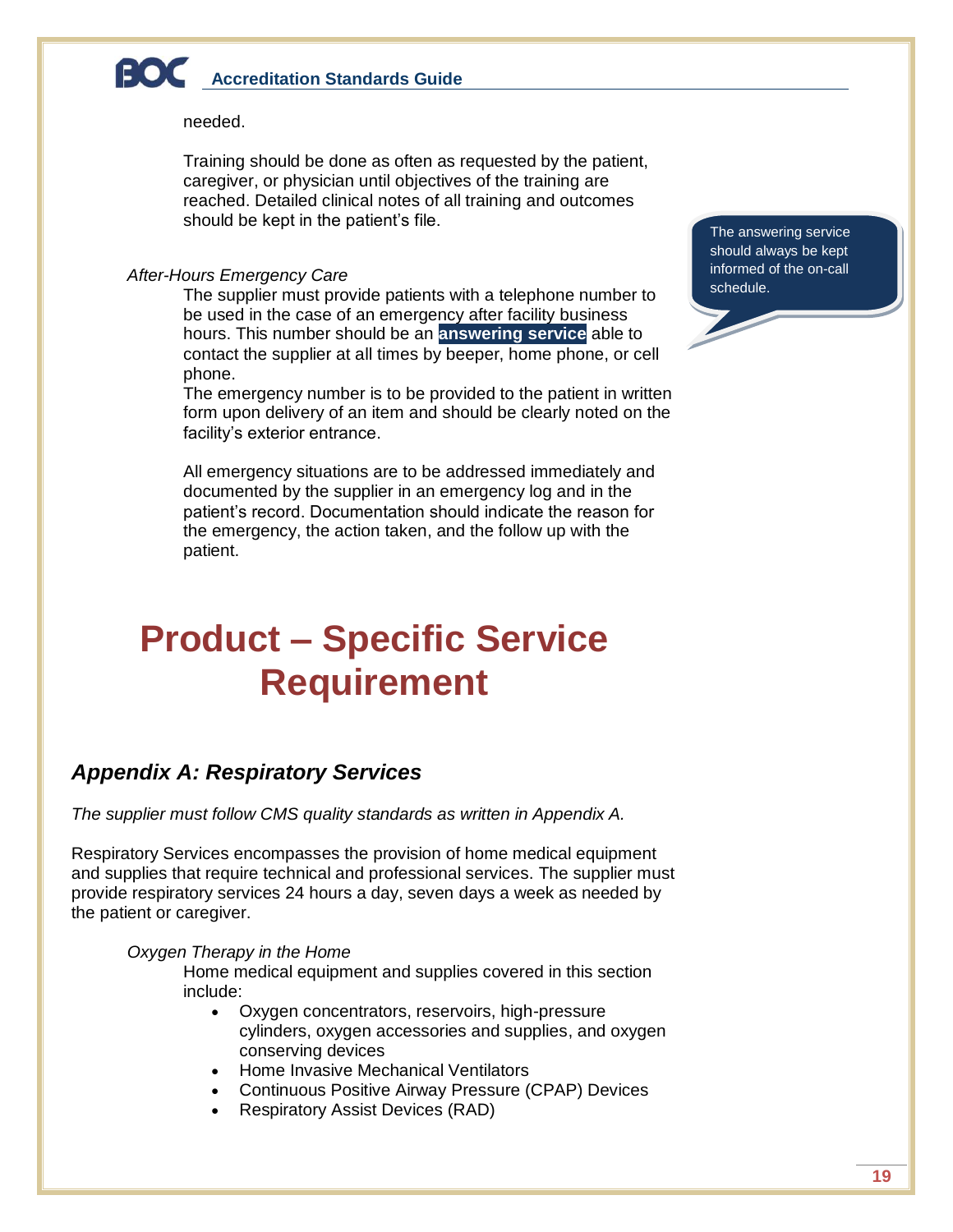needed.

Training should be done as often as requested by the patient, caregiver, or physician until objectives of the training are reached. Detailed clinical notes of all training and outcomes should be kept in the patient's file.

*After-Hours Emergency Care*

The supplier must provide patients with a telephone number to be used in the case of an emergency after facility business hours. This number should be an **answering service** able to contact the supplier at all times by beeper, home phone, or cell phone.

The emergency number is to be provided to the patient in written form upon delivery of an item and should be clearly noted on the facility's exterior entrance.

> The answering service should always be kept informed of the on-call schedule.

All emergency situations are to be addressed immediately and documented by the supplier in an emergency log and in the patient's record. Documentation should indicate the reason for the emergency, the action taken, and the follow up with the patient.

# Product – Specific Service Requirement

## *Appendix A: Respiratory Services*

*The supplier must follow CMS quality standards as written in Appendix A.*

Respiratory Services encompasses the provision of home medical equipment and supplies that require technical and professional services. The supplier must provide respiratory services 24 hours a day, seven days a week as needed by the patient or caregiver.

*Oxygen Therapy in the Home*

Home medical equipment and supplies covered in this section include:

- Oxygen concentrators, reservoirs, high-pressure cylinders, oxygen accessories and supplies, and oxygen conserving devices
- Home Invasive Mechanical Ventilators
- Continuous Positive Airway Pressure (CPAP) Devices
- Respiratory Assist Devices (RAD)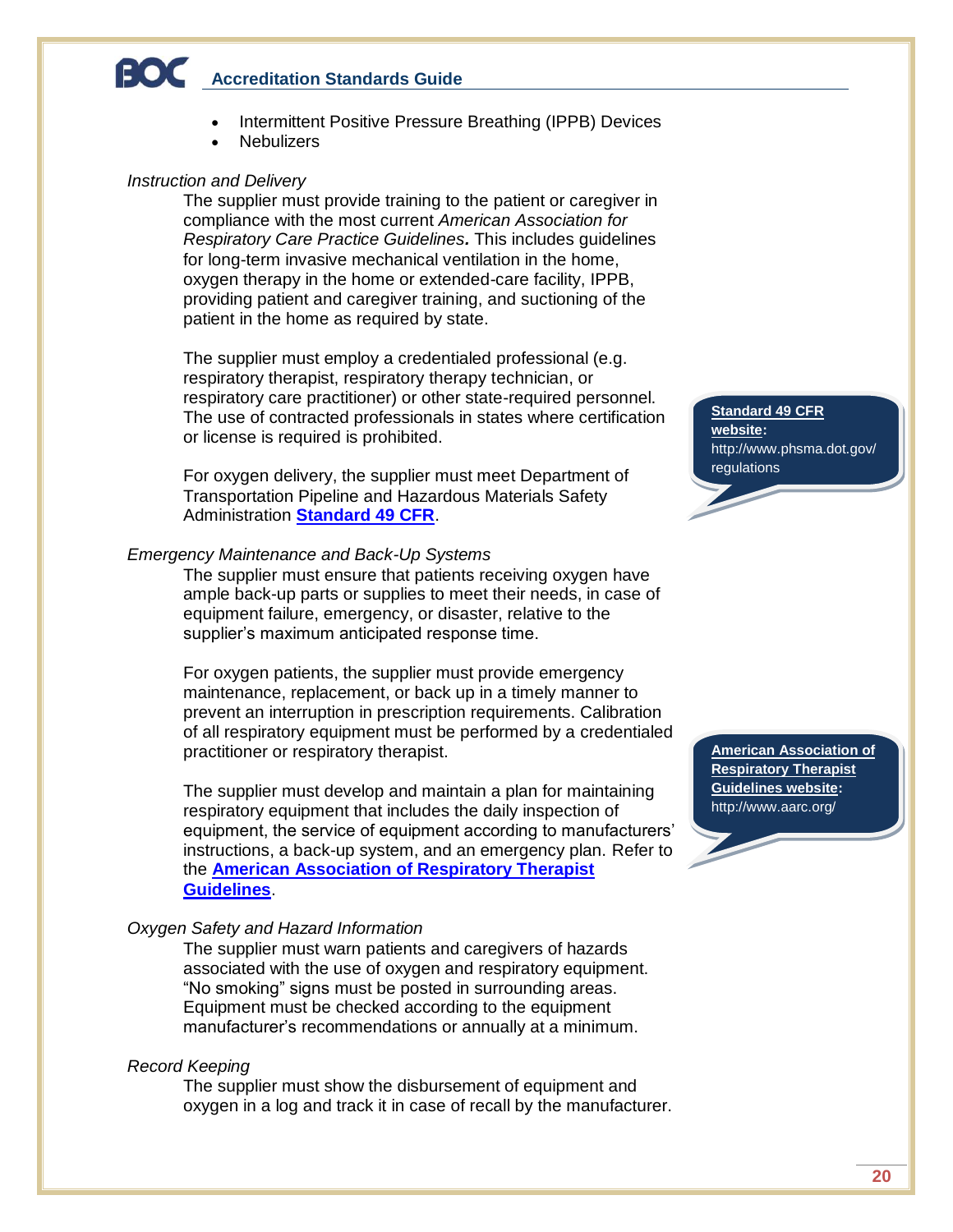- Intermittent Positive Pressure Breathing (IPPB) Devices
- Nebulizers

*Instruction and Delivery*

The supplier must provide training to the patient or caregiver in compliance with the most current *American Association for Respiratory Care Practice Guidelines***.** This includes guidelines for long-term invasive mechanical ventilation in the home, oxygen therapy in the home or extended-care facility, IPPB, providing patient and caregiver training, and suctioning of the patient in the home as required by state.

The supplier must employ a credentialed professional (e.g. respiratory therapist, respiratory therapy technician, or respiratory care practitioner) or other state-required personnel. The use of contracted professionals in states where certification or license is required is prohibited.

For oxygen delivery, the supplier must meet Department of Transportation Pipeline and Hazardous Materials Safety Administration **Standard 49 CFR**.

> **Standard 49 CFR website:** http://www.phsma.dot.gov/regulations

*Emergency Maintenance and Back-Up Systems*

The supplier must ensure that patients receiving oxygen have ample back-up parts or supplies to meet their needs, in case of equipment failure, emergency, or disaster, relative to the supplier's maximum anticipated response time.

For oxygen patients, the supplier must provide emergency maintenance, replacement, or back up in a timely manner to prevent an interruption in prescription requirements. Calibration of all respiratory equipment must be performed by a credentialed practitioner or respiratory therapist.

The supplier must develop and maintain a plan for maintaining respiratory equipment that includes the daily inspection of equipment, the service of equipment according to manufacturers' instructions, a back-up system, and an emergency plan. Refer to the **American Association of Respiratory Therapist Guidelines**.

> **American Association of Respiratory Therapist Guidelines website:** http://www.aarc.org/

*Oxygen Safety and Hazard Information*

The supplier must warn patients and caregivers of hazards associated with the use of oxygen and respiratory equipment. "No smoking" signs must be posted in surrounding areas. Equipment must be checked according to the equipment manufacturer's recommendations or annually at a minimum.

*Record Keeping*

The supplier must show the disbursement of equipment and oxygen in a log and track it in case of recall by the manufacturer.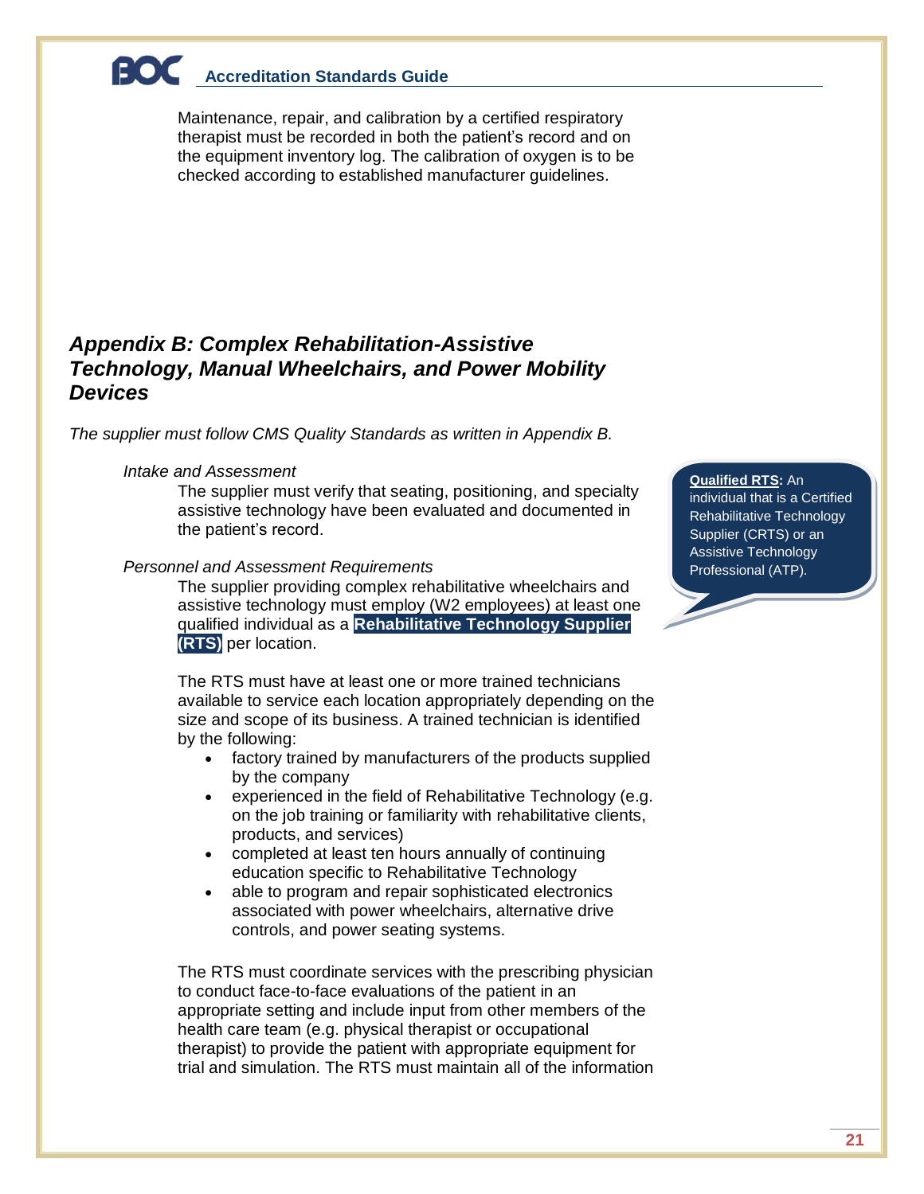Maintenance, repair, and calibration by a certified respiratory therapist must be recorded in both the patient's record and on the equipment inventory log. The calibration of oxygen is to be checked according to established manufacturer guidelines.

## *Appendix B: Complex Rehabilitation-Assistive Technology, Manual Wheelchairs, and Power Mobility Devices*

*The supplier must follow CMS Quality Standards as written in Appendix B.*

*Intake and Assessment*

The supplier must verify that seating, positioning, and specialty assistive technology have been evaluated and documented in the patient's record.

*Personnel and Assessment Requirements*

The supplier providing complex rehabilitative wheelchairs and assistive technology must employ (W2 employees) at least one qualified individual as a **Rehabilitative Technology Supplier (RTS)** per location.

> **Qualified RTS:** An individual that is a Certified Rehabilitative Technology Supplier (CRTS) or an Assistive Technology Professional (ATP).

The RTS must have at least one or more trained technicians available to service each location appropriately depending on the size and scope of its business. A trained technician is identified by the following:

- factory trained by manufacturers of the products supplied by the company
- experienced in the field of Rehabilitative Technology (e.g. on the job training or familiarity with rehabilitative clients, products, and services)
- completed at least ten hours annually of continuing education specific to Rehabilitative Technology
- able to program and repair sophisticated electronics associated with power wheelchairs, alternative drive controls, and power seating systems.

The RTS must coordinate services with the prescribing physician to conduct face-to-face evaluations of the patient in an appropriate setting and include input from other members of the health care team (e.g. physical therapist or occupational therapist) to provide the patient with appropriate equipment for trial and simulation. The RTS must maintain all of the information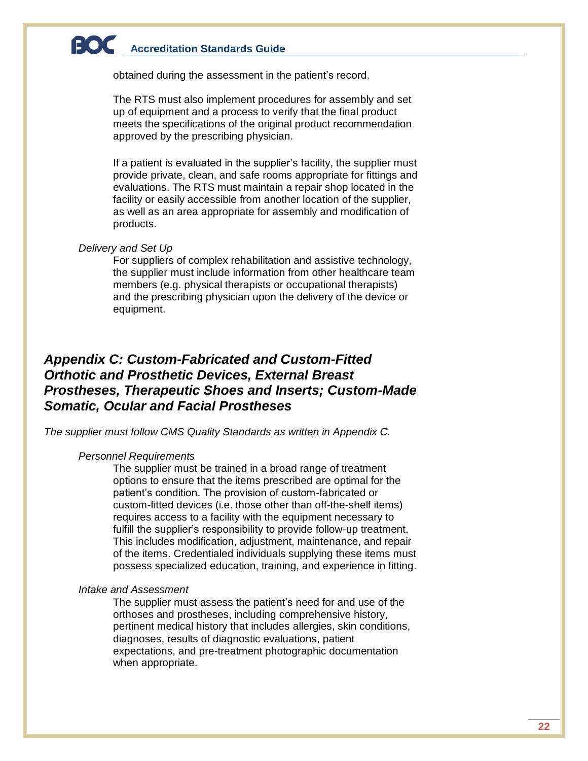obtained during the assessment in the patient's record.

The RTS must also implement procedures for assembly and set up of equipment and a process to verify that the final product meets the specifications of the original product recommendation approved by the prescribing physician.

If a patient is evaluated in the supplier's facility, the supplier must provide private, clean, and safe rooms appropriate for fittings and evaluations. The RTS must maintain a repair shop located in the facility or easily accessible from another location of the supplier, as well as an area appropriate for assembly and modification of products.

*Delivery and Set Up*

For suppliers of complex rehabilitation and assistive technology, the supplier must include information from other healthcare team members (e.g. physical therapists or occupational therapists) and the prescribing physician upon the delivery of the device or equipment.

## *Appendix C: Custom-Fabricated and Custom-Fitted Orthotic and Prosthetic Devices, External Breast Prostheses, Therapeutic Shoes and Inserts; Custom-Made Somatic, Ocular and Facial Prostheses*

*The supplier must follow CMS Quality Standards as written in Appendix C.*

*Personnel Requirements*

The supplier must be trained in a broad range of treatment options to ensure that the items prescribed are optimal for the patient's condition. The provision of custom-fabricated or custom-fitted devices (i.e. those other than off-the-shelf items) requires access to a facility with the equipment necessary to fulfill the supplier's responsibility to provide follow-up treatment. This includes modification, adjustment, maintenance, and repair of the items. Credentialed individuals supplying these items must possess specialized education, training, and experience in fitting.

*Intake and Assessment*

The supplier must assess the patient's need for and use of the orthoses and prostheses, including comprehensive history, pertinent medical history that includes allergies, skin conditions, diagnoses, results of diagnostic evaluations, patient expectations, and pre-treatment photographic documentation when appropriate.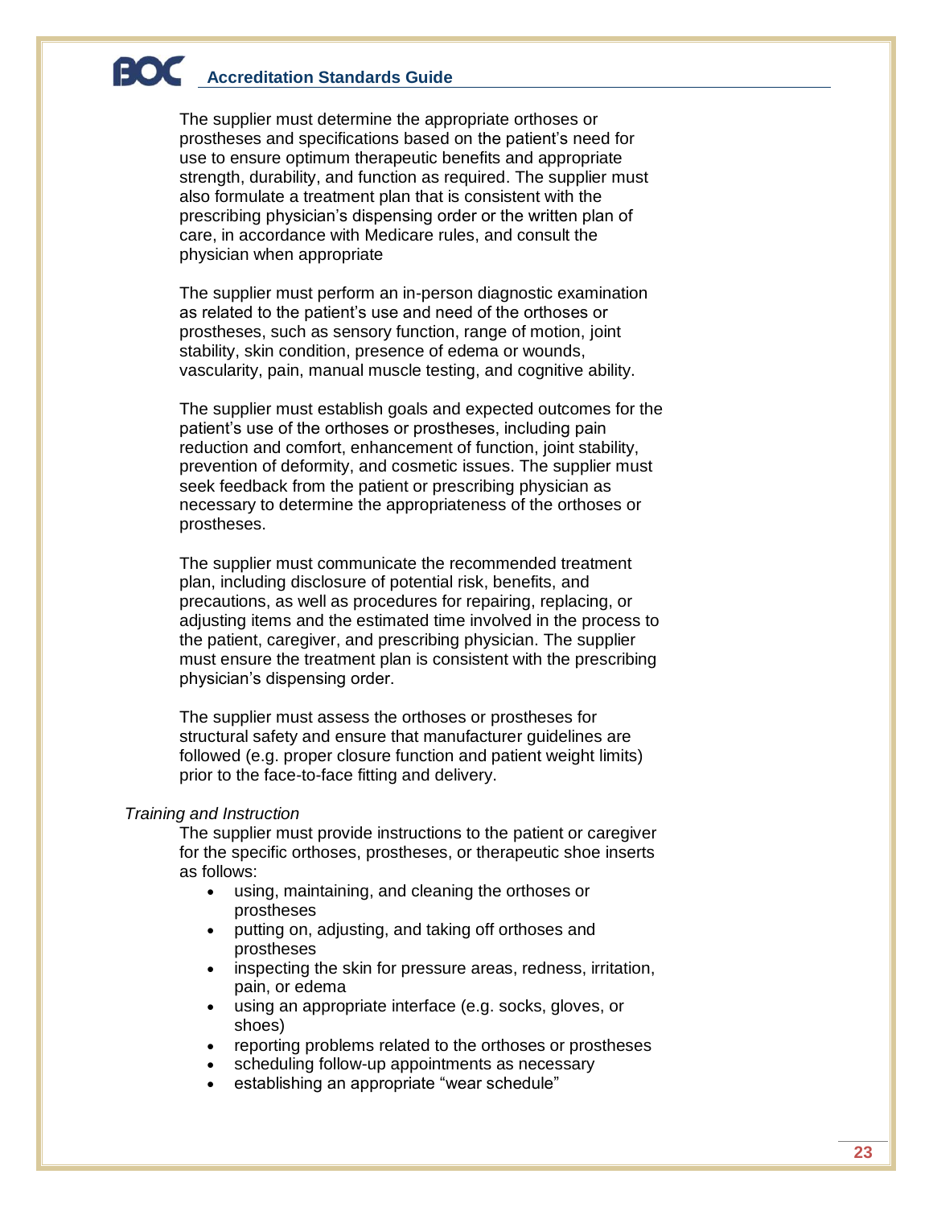The supplier must determine the appropriate orthoses or prostheses and specifications based on the patient's need for use to ensure optimum therapeutic benefits and appropriate strength, durability, and function as required. The supplier must also formulate a treatment plan that is consistent with the prescribing physician's dispensing order or the written plan of care, in accordance with Medicare rules, and consult the physician when appropriate

The supplier must perform an in-person diagnostic examination as related to the patient's use and need of the orthoses or prostheses, such as sensory function, range of motion, joint stability, skin condition, presence of edema or wounds, vascularity, pain, manual muscle testing, and cognitive ability.

The supplier must establish goals and expected outcomes for the patient's use of the orthoses or prostheses, including pain reduction and comfort, enhancement of function, joint stability, prevention of deformity, and cosmetic issues. The supplier must seek feedback from the patient or prescribing physician as necessary to determine the appropriateness of the orthoses or prostheses.

The supplier must communicate the recommended treatment plan, including disclosure of potential risk, benefits, and precautions, as well as procedures for repairing, replacing, or adjusting items and the estimated time involved in the process to the patient, caregiver, and prescribing physician. The supplier must ensure the treatment plan is consistent with the prescribing physician's dispensing order.

The supplier must assess the orthoses or prostheses for structural safety and ensure that manufacturer guidelines are followed (e.g. proper closure function and patient weight limits) prior to the face-to-face fitting and delivery.

*Training and Instruction*

The supplier must provide instructions to the patient or caregiver for the specific orthoses, prostheses, or therapeutic shoe inserts as follows:

- using, maintaining, and cleaning the orthoses or prostheses
- putting on, adjusting, and taking off orthoses and prostheses
- inspecting the skin for pressure areas, redness, irritation, pain, or edema
- using an appropriate interface (e.g. socks, gloves, or shoes)
- reporting problems related to the orthoses or prostheses
- scheduling follow-up appointments as necessary
- establishing an appropriate "wear schedule"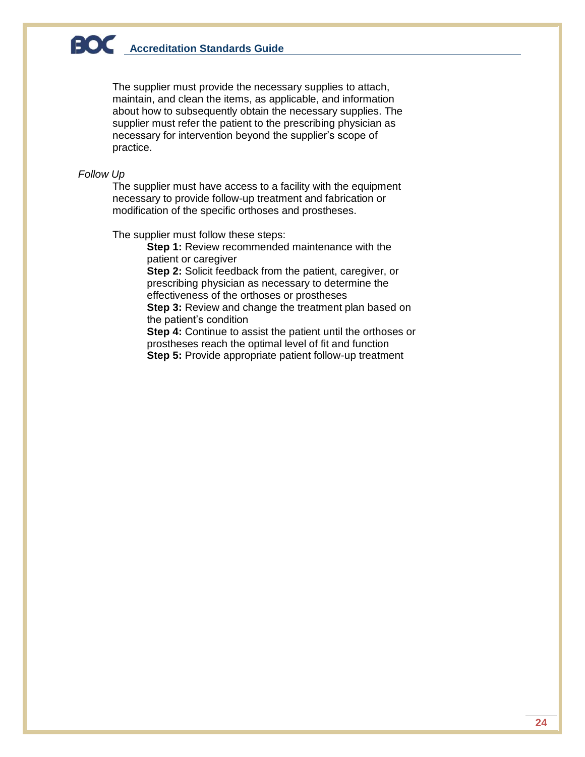The supplier must provide the necessary supplies to attach, maintain, and clean the items, as applicable, and information about how to subsequently obtain the necessary supplies. The supplier must refer the patient to the prescribing physician as necessary for intervention beyond the supplier's scope of practice.

*Follow Up*

The supplier must have access to a facility with the equipment necessary to provide follow-up treatment and fabrication or modification of the specific orthoses and prostheses.

The supplier must follow these steps:

**Step 1:** Review recommended maintenance with the patient or caregiver
**Step 2:** Solicit feedback from the patient, caregiver, or prescribing physician as necessary to determine the effectiveness of the orthoses or prostheses
**Step 3:** Review and change the treatment plan based on the patient's condition
**Step 4:** Continue to assist the patient until the orthoses or prostheses reach the optimal level of fit and function
**Step 5:** Provide appropriate patient follow-up treatment